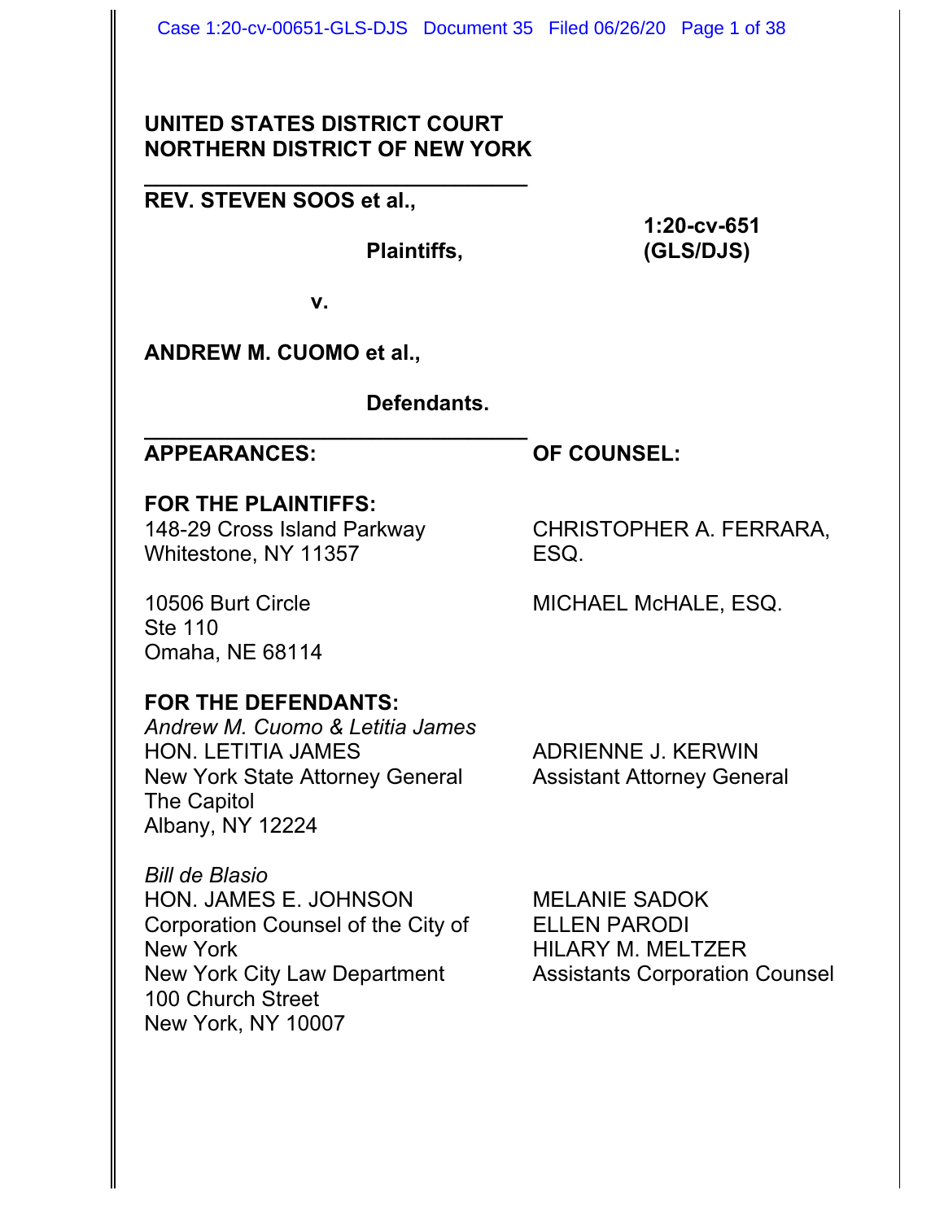**UNITED STATES DISTRICT COURT**
**NORTHERN DISTRICT OF NEW YORK**

---

**REV. STEVEN SOOS et al.,**

**Plaintiffs,**

**1:20-cv-651 (GLS/DJS)**

**v.**

**ANDREW M. CUOMO et al.,**

**Defendants.**

---

| **APPEARANCES:** | **OF COUNSEL:** |
|---|---|
| **FOR THE PLAINTIFFS:** | |
| 148-29 Cross Island Parkway<br>Whitestone, NY 11357 | CHRISTOPHER A. FERRARA, ESQ. |
| 10506 Burt Circle<br>Ste 110<br>Omaha, NE 68114 | MICHAEL McHALE, ESQ. |
| **FOR THE DEFENDANTS:** | |
| *Andrew M. Cuomo & Letitia James*<br>HON. LETITIA JAMES<br>New York State Attorney General<br>The Capitol<br>Albany, NY 12224 | ADRIENNE J. KERWIN<br>Assistant Attorney General |
| *Bill de Blasio*<br>HON. JAMES E. JOHNSON<br>Corporation Counsel of the City of New York<br>New York City Law Department<br>100 Church Street<br>New York, NY 10007 | MELANIE SADOK<br>ELLEN PARODI<br>HILARY M. MELTZER<br>Assistants Corporation Counsel |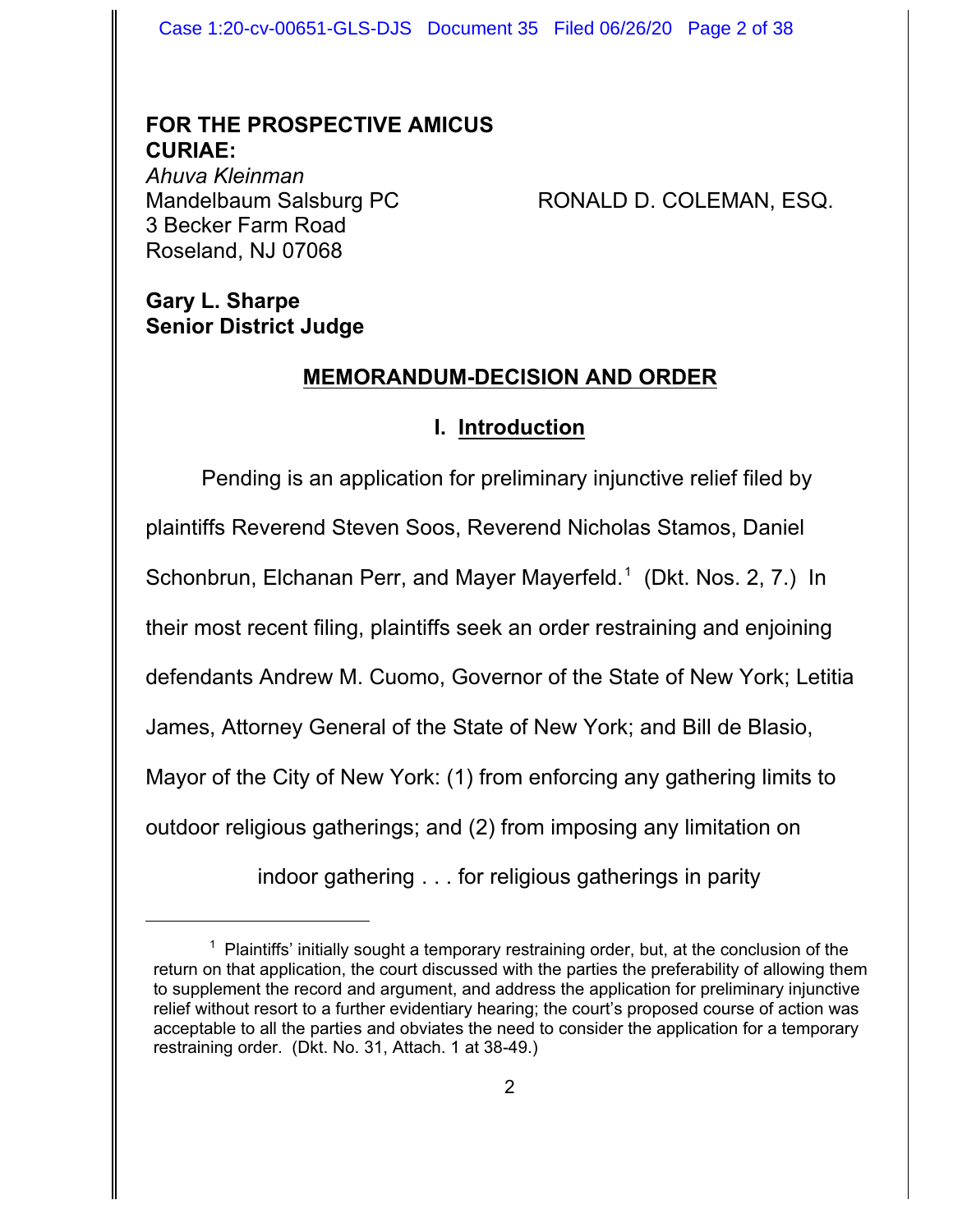**FOR THE PROSPECTIVE AMICUS CURIAE:**

*Ahuva Kleinman*
Mandelbaum Salsburg PC
3 Becker Farm Road
Roseland, NJ 07068

RONALD D. COLEMAN, ESQ.

**Gary L. Sharpe**
**Senior District Judge**

## MEMORANDUM-DECISION AND ORDER

### I. Introduction

Pending is an application for preliminary injunctive relief filed by plaintiffs Reverend Steven Soos, Reverend Nicholas Stamos, Daniel Schonbrun, Elchanan Perr, and Mayer Mayerfeld.[1] (Dkt. Nos. 2, 7.) In their most recent filing, plaintiffs seek an order restraining and enjoining defendants Andrew M. Cuomo, Governor of the State of New York; Letitia James, Attorney General of the State of New York; and Bill de Blasio, Mayor of the City of New York: (1) from enforcing any gathering limits to outdoor religious gatherings; and (2) from imposing any limitation on

indoor gathering . . . for religious gatherings in parity

[1] Plaintiffs' initially sought a temporary restraining order, but, at the conclusion of the return on that application, the court discussed with the parties the preferability of allowing them to supplement the record and argument, and address the application for preliminary injunctive relief without resort to a further evidentiary hearing; the court's proposed course of action was acceptable to all the parties and obviates the need to consider the application for a temporary restraining order. (Dkt. No. 31, Attach. 1 at 38-49.)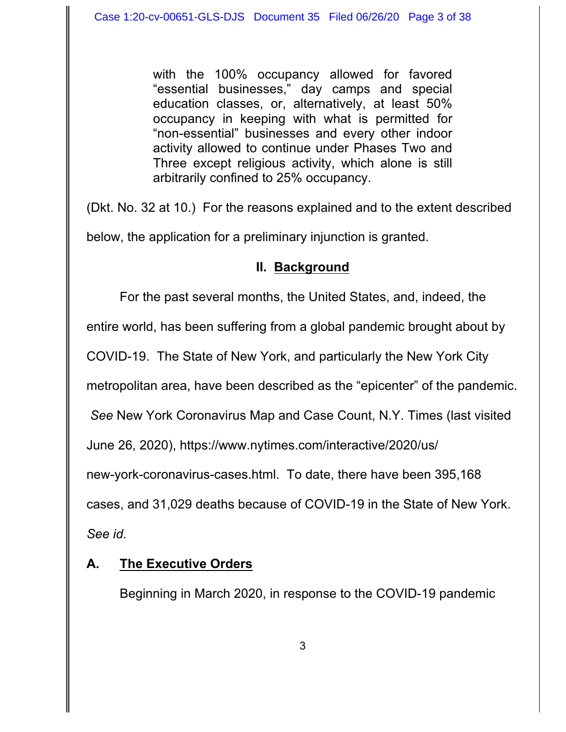> with the 100% occupancy allowed for favored "essential businesses," day camps and special education classes, or, alternatively, at least 50% occupancy in keeping with what is permitted for "non-essential" businesses and every other indoor activity allowed to continue under Phases Two and Three except religious activity, which alone is still arbitrarily confined to 25% occupancy.

(Dkt. No. 32 at 10.) For the reasons explained and to the extent described below, the application for a preliminary injunction is granted.

## II. Background

For the past several months, the United States, and, indeed, the entire world, has been suffering from a global pandemic brought about by COVID-19. The State of New York, and particularly the New York City metropolitan area, have been described as the "epicenter" of the pandemic. *See* New York Coronavirus Map and Case Count, N.Y. Times (last visited June 26, 2020), https://www.nytimes.com/interactive/2020/us/new-york-coronavirus-cases.html. To date, there have been 395,168 cases, and 31,029 deaths because of COVID-19 in the State of New York. *See id.*

### A. The Executive Orders

Beginning in March 2020, in response to the COVID-19 pandemic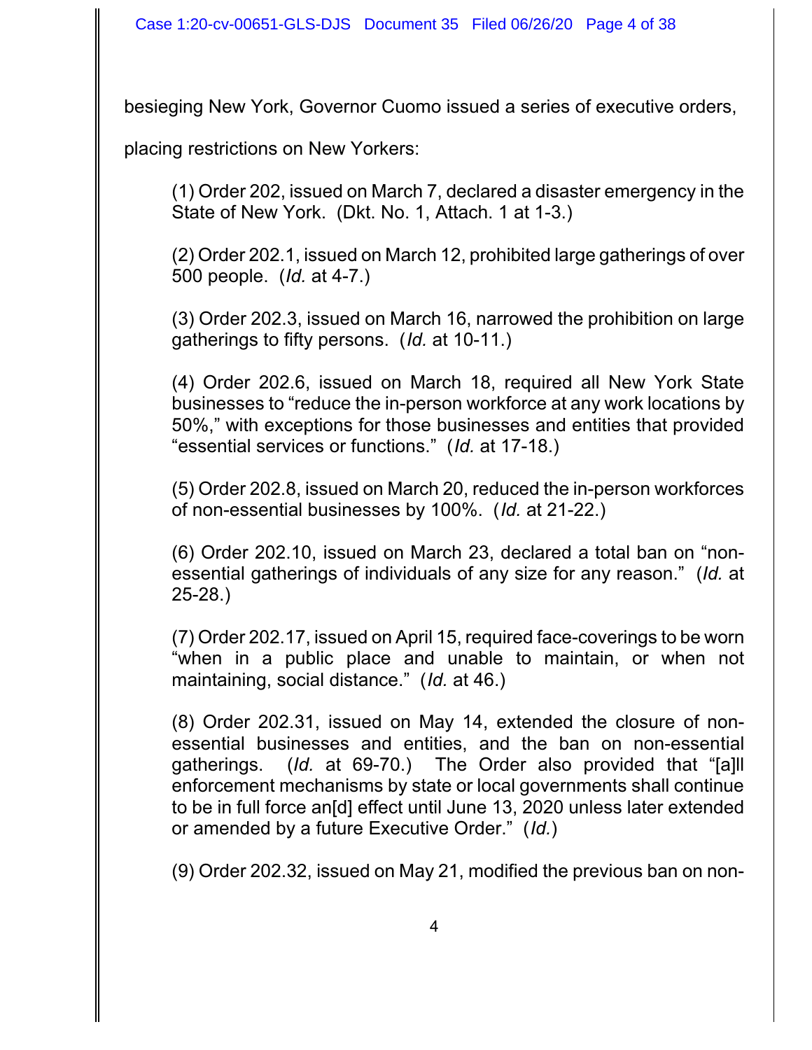besieging New York, Governor Cuomo issued a series of executive orders, placing restrictions on New Yorkers:

> (1) Order 202, issued on March 7, declared a disaster emergency in the State of New York. (Dkt. No. 1, Attach. 1 at 1-3.)
>
> (2) Order 202.1, issued on March 12, prohibited large gatherings of over 500 people. (*Id.* at 4-7.)
>
> (3) Order 202.3, issued on March 16, narrowed the prohibition on large gatherings to fifty persons. (*Id.* at 10-11.)
>
> (4) Order 202.6, issued on March 18, required all New York State businesses to "reduce the in-person workforce at any work locations by 50%," with exceptions for those businesses and entities that provided "essential services or functions." (*Id.* at 17-18.)
>
> (5) Order 202.8, issued on March 20, reduced the in-person workforces of non-essential businesses by 100%. (*Id.* at 21-22.)
>
> (6) Order 202.10, issued on March 23, declared a total ban on "non-essential gatherings of individuals of any size for any reason." (*Id.* at 25-28.)
>
> (7) Order 202.17, issued on April 15, required face-coverings to be worn "when in a public place and unable to maintain, or when not maintaining, social distance." (*Id.* at 46.)
>
> (8) Order 202.31, issued on May 14, extended the closure of non-essential businesses and entities, and the ban on non-essential gatherings. (*Id.* at 69-70.) The Order also provided that "[a]ll enforcement mechanisms by state or local governments shall continue to be in full force an[d] effect until June 13, 2020 unless later extended or amended by a future Executive Order." (*Id.*)
>
> (9) Order 202.32, issued on May 21, modified the previous ban on non-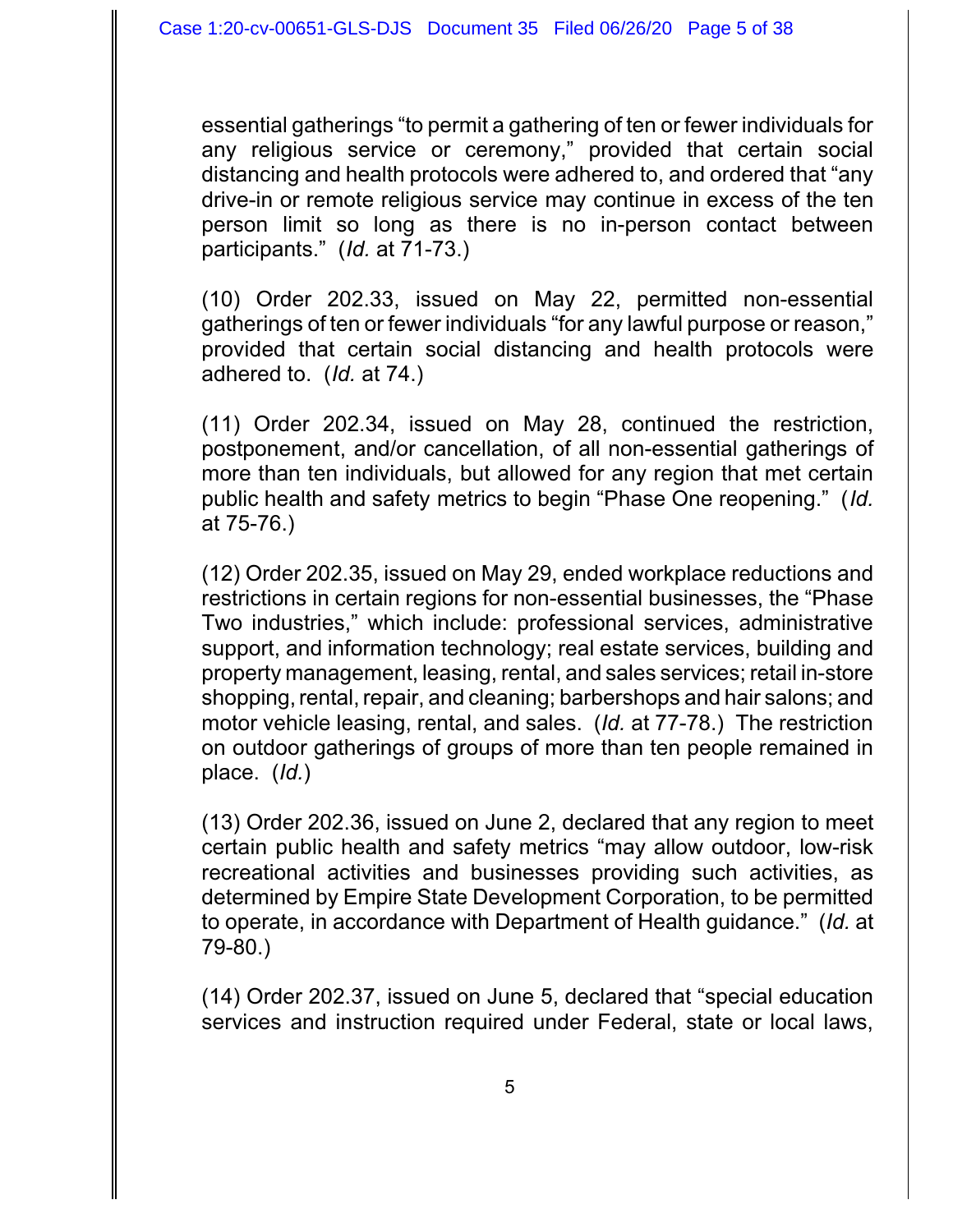essential gatherings "to permit a gathering of ten or fewer individuals for any religious service or ceremony," provided that certain social distancing and health protocols were adhered to, and ordered that "any drive-in or remote religious service may continue in excess of the ten person limit so long as there is no in-person contact between participants." (*Id.* at 71-73.)

(10) Order 202.33, issued on May 22, permitted non-essential gatherings of ten or fewer individuals "for any lawful purpose or reason," provided that certain social distancing and health protocols were adhered to. (*Id.* at 74.)

(11) Order 202.34, issued on May 28, continued the restriction, postponement, and/or cancellation, of all non-essential gatherings of more than ten individuals, but allowed for any region that met certain public health and safety metrics to begin "Phase One reopening." (*Id.* at 75-76.)

(12) Order 202.35, issued on May 29, ended workplace reductions and restrictions in certain regions for non-essential businesses, the "Phase Two industries," which include: professional services, administrative support, and information technology; real estate services, building and property management, leasing, rental, and sales services; retail in-store shopping, rental, repair, and cleaning; barbershops and hair salons; and motor vehicle leasing, rental, and sales. (*Id.* at 77-78.) The restriction on outdoor gatherings of groups of more than ten people remained in place. (*Id.*)

(13) Order 202.36, issued on June 2, declared that any region to meet certain public health and safety metrics "may allow outdoor, low-risk recreational activities and businesses providing such activities, as determined by Empire State Development Corporation, to be permitted to operate, in accordance with Department of Health guidance." (*Id.* at 79-80.)

(14) Order 202.37, issued on June 5, declared that "special education services and instruction required under Federal, state or local laws,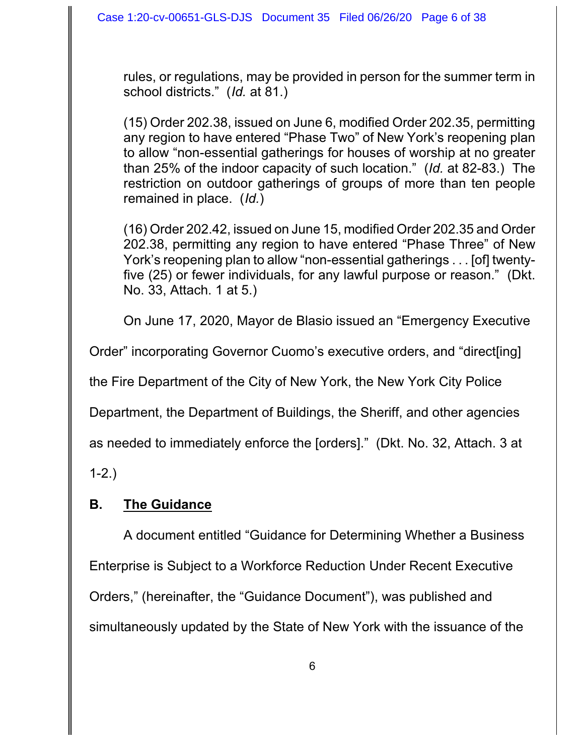rules, or regulations, may be provided in person for the summer term in school districts." (*Id.* at 81.)

(15) Order 202.38, issued on June 6, modified Order 202.35, permitting any region to have entered "Phase Two" of New York's reopening plan to allow "non-essential gatherings for houses of worship at no greater than 25% of the indoor capacity of such location." (*Id.* at 82-83.) The restriction on outdoor gatherings of groups of more than ten people remained in place. (*Id.*)

(16) Order 202.42, issued on June 15, modified Order 202.35 and Order 202.38, permitting any region to have entered "Phase Three" of New York's reopening plan to allow "non-essential gatherings . . . [of] twenty-five (25) or fewer individuals, for any lawful purpose or reason." (Dkt. No. 33, Attach. 1 at 5.)

On June 17, 2020, Mayor de Blasio issued an "Emergency Executive Order" incorporating Governor Cuomo's executive orders, and "direct[ing] the Fire Department of the City of New York, the New York City Police Department, the Department of Buildings, the Sheriff, and other agencies as needed to immediately enforce the [orders]." (Dkt. No. 32, Attach. 3 at 1-2.)

## B. The Guidance

A document entitled "Guidance for Determining Whether a Business Enterprise is Subject to a Workforce Reduction Under Recent Executive Orders," (hereinafter, the "Guidance Document"), was published and simultaneously updated by the State of New York with the issuance of the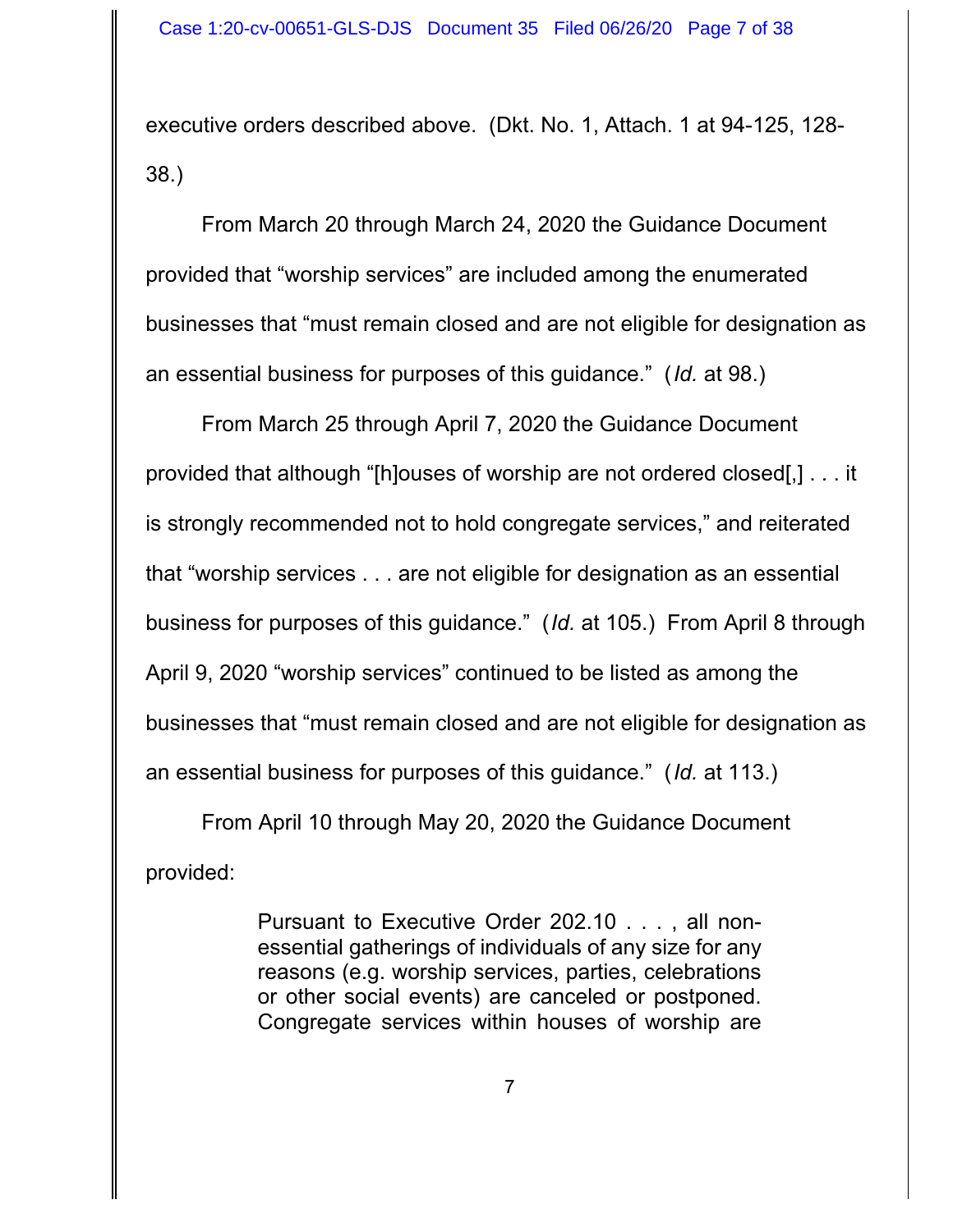executive orders described above. (Dkt. No. 1, Attach. 1 at 94-125, 128-38.)

From March 20 through March 24, 2020 the Guidance Document provided that "worship services" are included among the enumerated businesses that "must remain closed and are not eligible for designation as an essential business for purposes of this guidance." (*Id.* at 98.)

From March 25 through April 7, 2020 the Guidance Document provided that although "[h]ouses of worship are not ordered closed[,] . . . it is strongly recommended not to hold congregate services," and reiterated that "worship services . . . are not eligible for designation as an essential business for purposes of this guidance." (*Id.* at 105.) From April 8 through April 9, 2020 "worship services" continued to be listed as among the businesses that "must remain closed and are not eligible for designation as an essential business for purposes of this guidance." (*Id.* at 113.)

From April 10 through May 20, 2020 the Guidance Document provided:

> Pursuant to Executive Order 202.10 . . . , all non-essential gatherings of individuals of any size for any reasons (e.g. worship services, parties, celebrations or other social events) are canceled or postponed. Congregate services within houses of worship are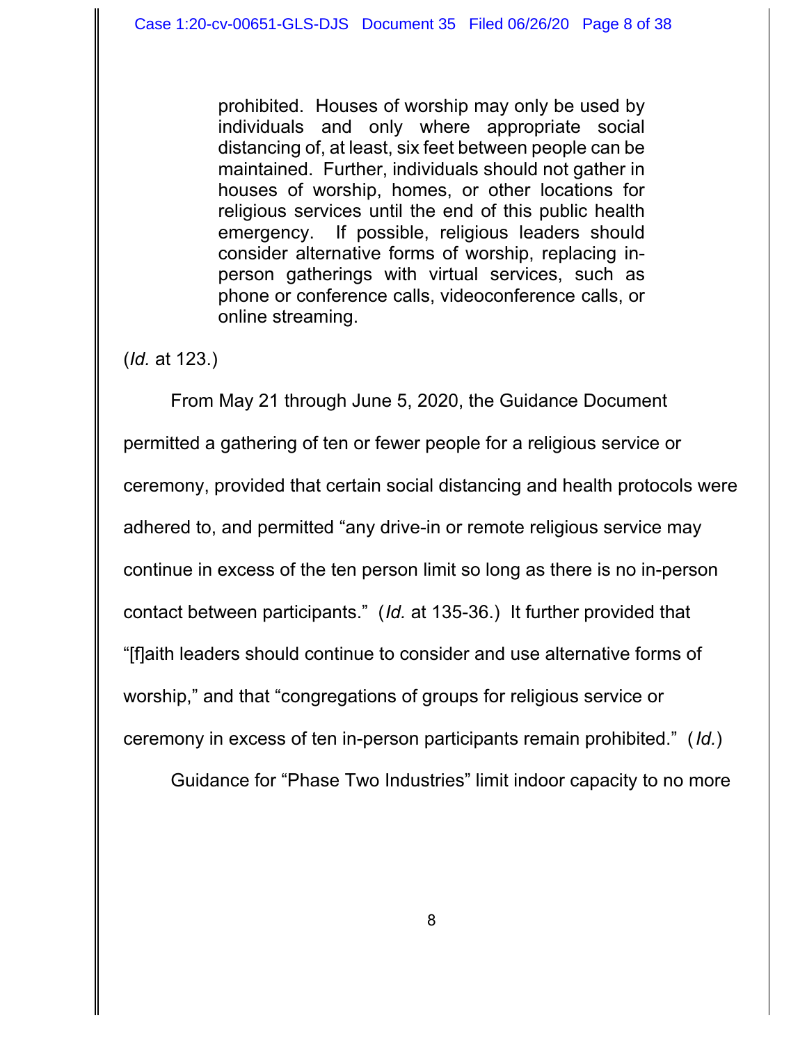> prohibited. Houses of worship may only be used by individuals and only where appropriate social distancing of, at least, six feet between people can be maintained. Further, individuals should not gather in houses of worship, homes, or other locations for religious services until the end of this public health emergency. If possible, religious leaders should consider alternative forms of worship, replacing in-person gatherings with virtual services, such as phone or conference calls, videoconference calls, or online streaming.

(*Id.* at 123.)

From May 21 through June 5, 2020, the Guidance Document permitted a gathering of ten or fewer people for a religious service or ceremony, provided that certain social distancing and health protocols were adhered to, and permitted "any drive-in or remote religious service may continue in excess of the ten person limit so long as there is no in-person contact between participants." (*Id.* at 135-36.) It further provided that "[f]aith leaders should continue to consider and use alternative forms of worship," and that "congregations of groups for religious service or ceremony in excess of ten in-person participants remain prohibited." (*Id.*)

Guidance for "Phase Two Industries" limit indoor capacity to no more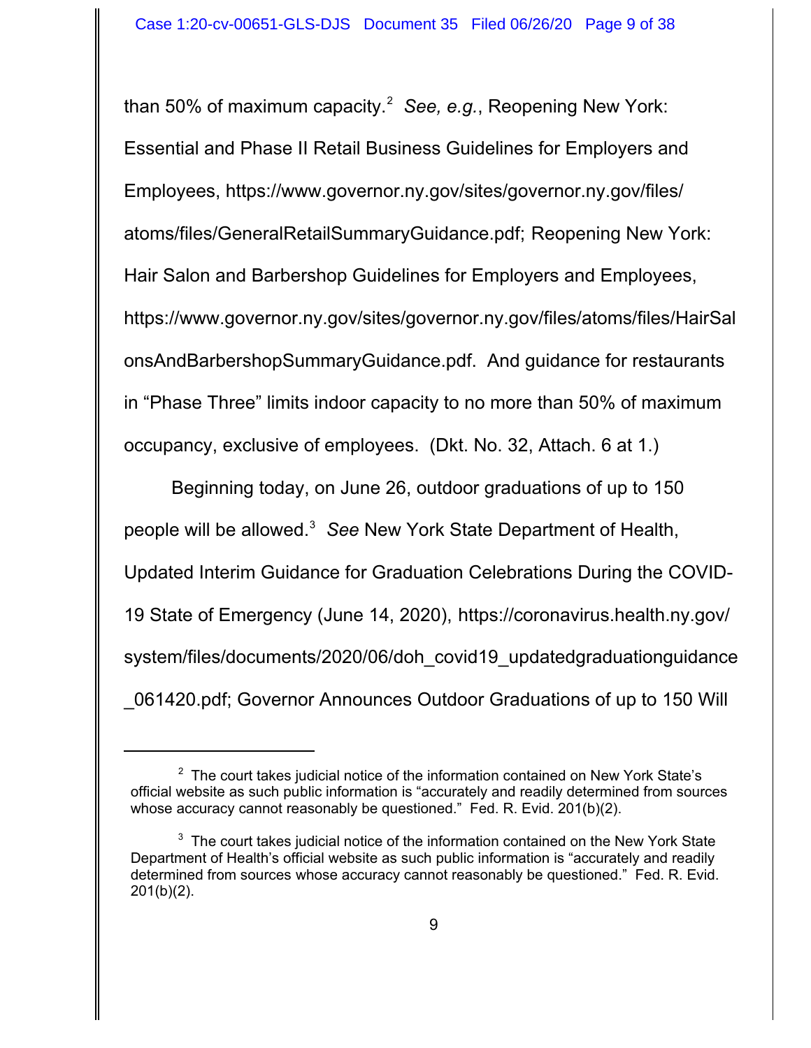than 50% of maximum capacity.[2] *See, e.g.*, Reopening New York: Essential and Phase II Retail Business Guidelines for Employers and Employees, https://www.governor.ny.gov/sites/governor.ny.gov/files/atoms/files/GeneralRetailSummaryGuidance.pdf; Reopening New York: Hair Salon and Barbershop Guidelines for Employers and Employees, https://www.governor.ny.gov/sites/governor.ny.gov/files/atoms/files/HairSalonsAndBarbershopSummaryGuidance.pdf. And guidance for restaurants in "Phase Three" limits indoor capacity to no more than 50% of maximum occupancy, exclusive of employees. (Dkt. No. 32, Attach. 6 at 1.)

Beginning today, on June 26, outdoor graduations of up to 150 people will be allowed.[3] *See* New York State Department of Health, Updated Interim Guidance for Graduation Celebrations During the COVID-19 State of Emergency (June 14, 2020), https://coronavirus.health.ny.gov/system/files/documents/2020/06/doh_covid19_updatedgraduationguidance_061420.pdf; Governor Announces Outdoor Graduations of up to 150 Will

---

[2] The court takes judicial notice of the information contained on New York State's official website as such public information is "accurately and readily determined from sources whose accuracy cannot reasonably be questioned." Fed. R. Evid. 201(b)(2).

[3] The court takes judicial notice of the information contained on the New York State Department of Health's official website as such public information is "accurately and readily determined from sources whose accuracy cannot reasonably be questioned." Fed. R. Evid. 201(b)(2).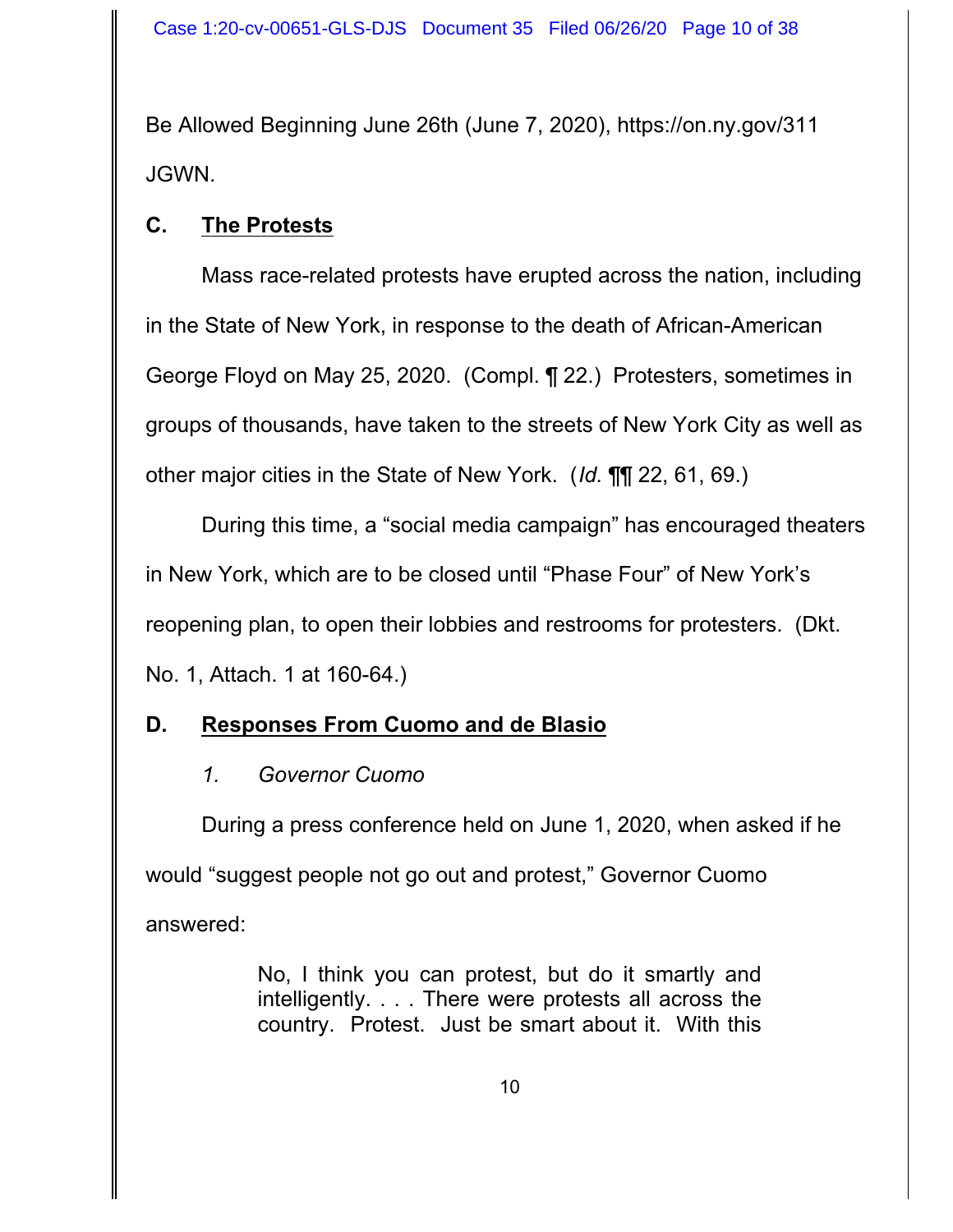Be Allowed Beginning June 26th (June 7, 2020), https://on.ny.gov/311JGWN.

### C. The Protests

Mass race-related protests have erupted across the nation, including in the State of New York, in response to the death of African-American George Floyd on May 25, 2020. (Compl. ¶ 22.) Protesters, sometimes in groups of thousands, have taken to the streets of New York City as well as other major cities in the State of New York. (*Id.* ¶¶ 22, 61, 69.)

During this time, a "social media campaign" has encouraged theaters in New York, which are to be closed until "Phase Four" of New York's reopening plan, to open their lobbies and restrooms for protesters. (Dkt. No. 1, Attach. 1 at 160-64.)

### D. Responses From Cuomo and de Blasio

#### *1. Governor Cuomo*

During a press conference held on June 1, 2020, when asked if he would "suggest people not go out and protest," Governor Cuomo answered:

> No, I think you can protest, but do it smartly and intelligently. . . . There were protests all across the country. Protest. Just be smart about it. With this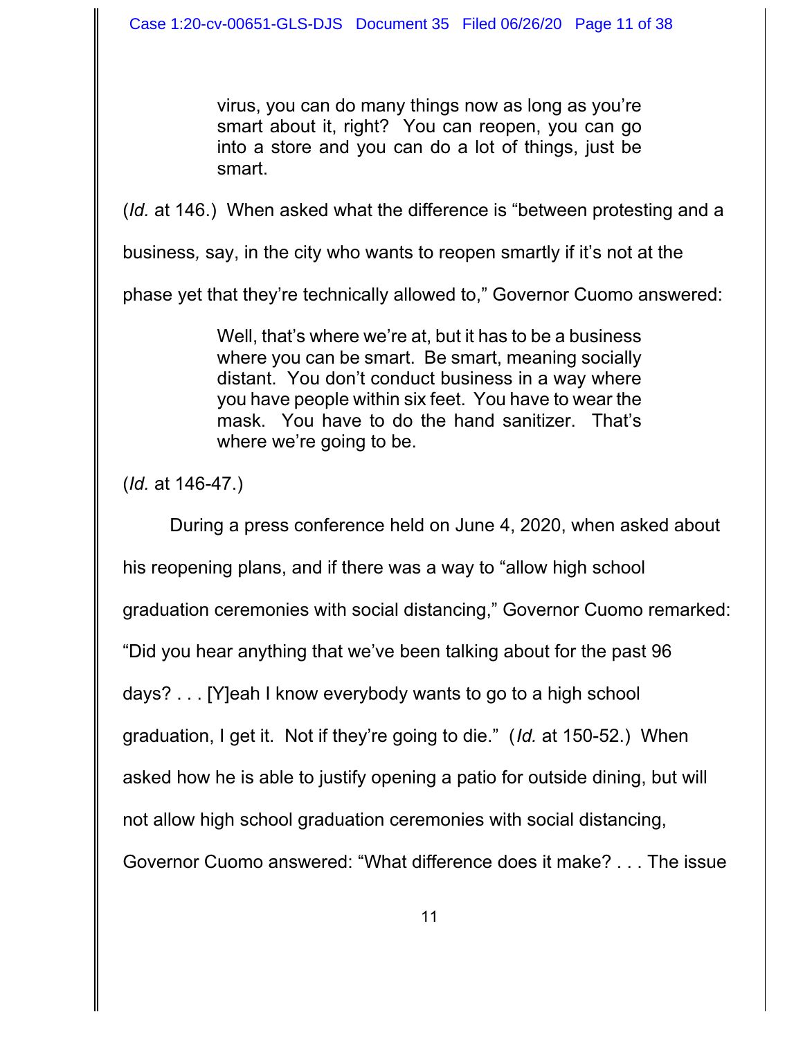> virus, you can do many things now as long as you're smart about it, right? You can reopen, you can go into a store and you can do a lot of things, just be smart.

(*Id.* at 146.) When asked what the difference is "between protesting and a business*,* say, in the city who wants to reopen smartly if it's not at the phase yet that they're technically allowed to," Governor Cuomo answered:

> Well, that's where we're at, but it has to be a business where you can be smart. Be smart, meaning socially distant. You don't conduct business in a way where you have people within six feet. You have to wear the mask. You have to do the hand sanitizer. That's where we're going to be.

(*Id.* at 146-47.)

During a press conference held on June 4, 2020, when asked about his reopening plans, and if there was a way to "allow high school graduation ceremonies with social distancing," Governor Cuomo remarked: "Did you hear anything that we've been talking about for the past 96 days? . . . [Y]eah I know everybody wants to go to a high school graduation, I get it. Not if they're going to die." (*Id.* at 150-52.) When asked how he is able to justify opening a patio for outside dining, but will not allow high school graduation ceremonies with social distancing, Governor Cuomo answered: "What difference does it make? . . . The issue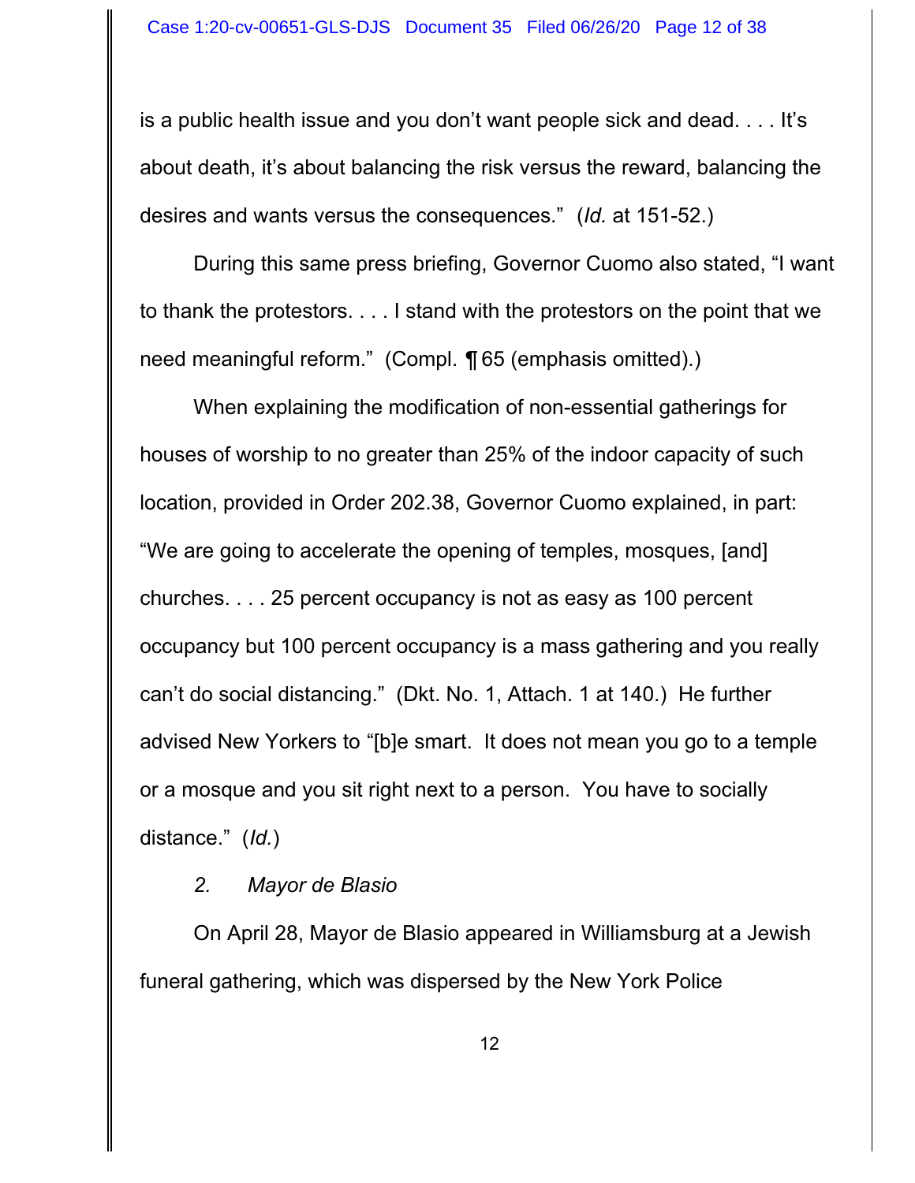is a public health issue and you don't want people sick and dead. . . . It's about death, it's about balancing the risk versus the reward, balancing the desires and wants versus the consequences." (*Id.* at 151-52.)

During this same press briefing, Governor Cuomo also stated, "I want to thank the protestors. . . . I stand with the protestors on the point that we need meaningful reform." (Compl. ¶ 65 (emphasis omitted).)

When explaining the modification of non-essential gatherings for houses of worship to no greater than 25% of the indoor capacity of such location, provided in Order 202.38, Governor Cuomo explained, in part: "We are going to accelerate the opening of temples, mosques, [and] churches. . . . 25 percent occupancy is not as easy as 100 percent occupancy but 100 percent occupancy is a mass gathering and you really can't do social distancing." (Dkt. No. 1, Attach. 1 at 140.) He further advised New Yorkers to "[b]e smart. It does not mean you go to a temple or a mosque and you sit right next to a person. You have to socially distance." (*Id.*)

*2. Mayor de Blasio*

On April 28, Mayor de Blasio appeared in Williamsburg at a Jewish funeral gathering, which was dispersed by the New York Police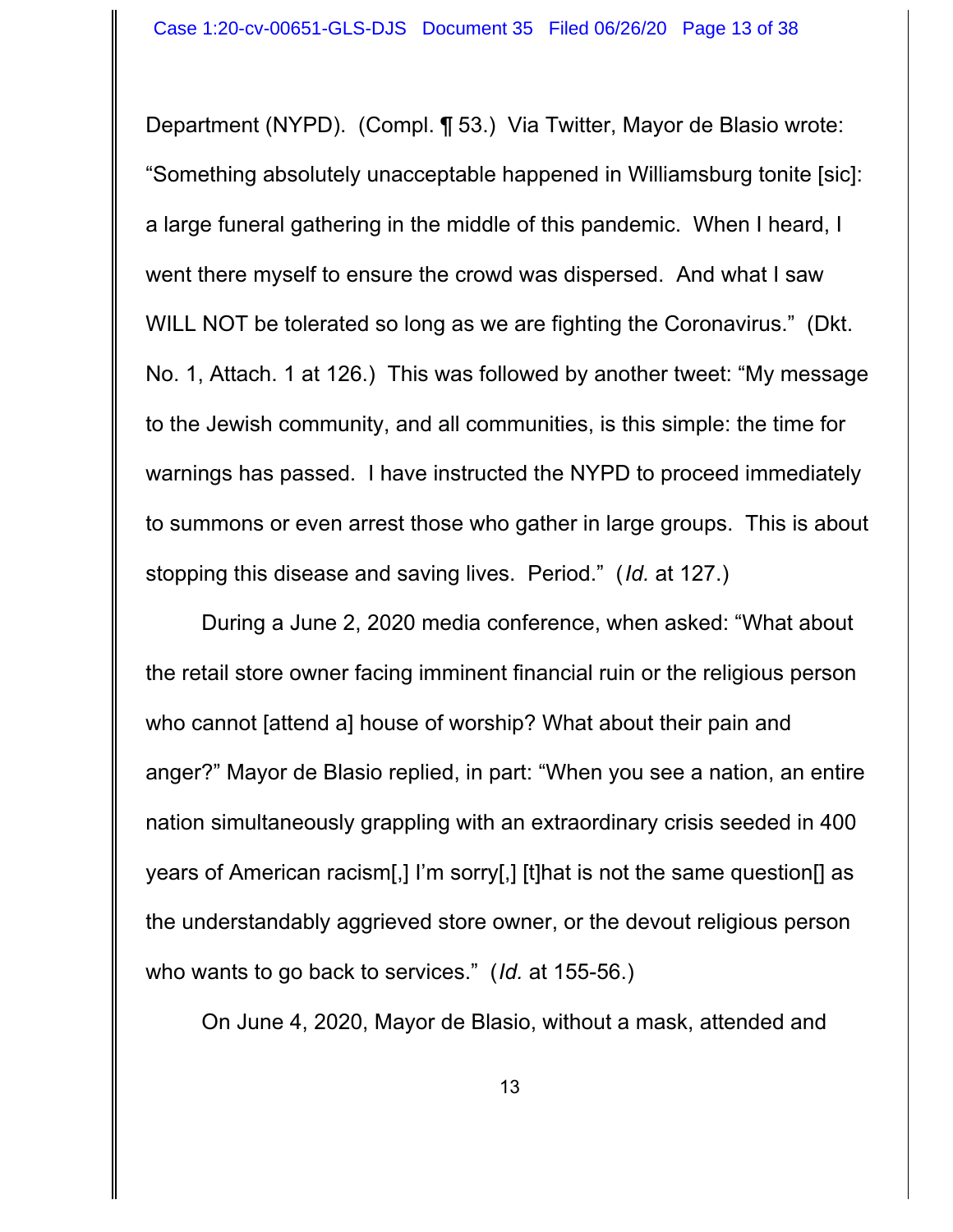Department (NYPD). (Compl. ¶ 53.) Via Twitter, Mayor de Blasio wrote: "Something absolutely unacceptable happened in Williamsburg tonite [sic]: a large funeral gathering in the middle of this pandemic. When I heard, I went there myself to ensure the crowd was dispersed. And what I saw WILL NOT be tolerated so long as we are fighting the Coronavirus." (Dkt. No. 1, Attach. 1 at 126.) This was followed by another tweet: "My message to the Jewish community, and all communities, is this simple: the time for warnings has passed. I have instructed the NYPD to proceed immediately to summons or even arrest those who gather in large groups. This is about stopping this disease and saving lives. Period." (*Id.* at 127.)

During a June 2, 2020 media conference, when asked: "What about the retail store owner facing imminent financial ruin or the religious person who cannot [attend a] house of worship? What about their pain and anger?" Mayor de Blasio replied, in part: "When you see a nation, an entire nation simultaneously grappling with an extraordinary crisis seeded in 400 years of American racism[,] I'm sorry[,] [t]hat is not the same question[] as the understandably aggrieved store owner, or the devout religious person who wants to go back to services." (*Id.* at 155-56.)

On June 4, 2020, Mayor de Blasio, without a mask, attended and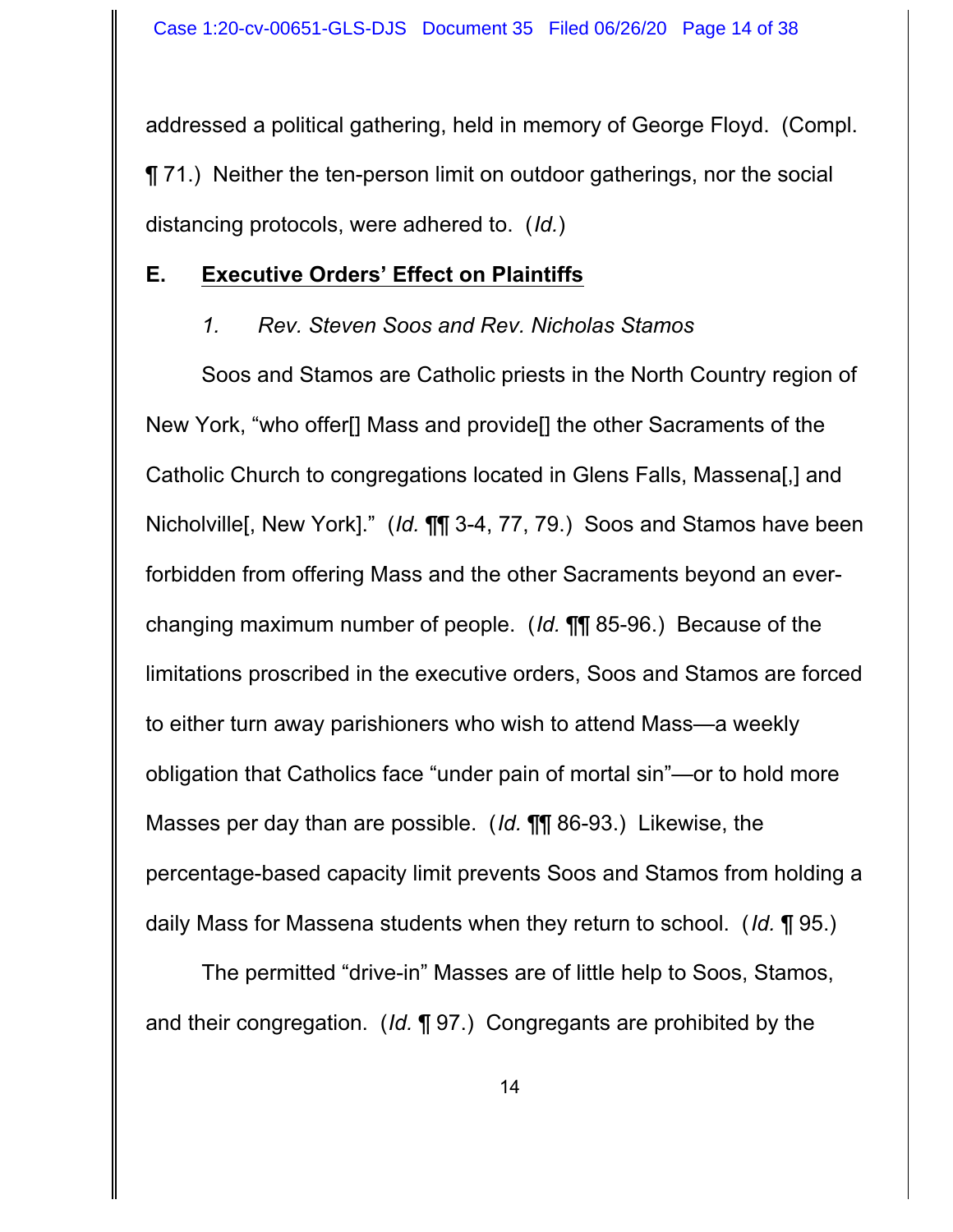addressed a political gathering, held in memory of George Floyd. (Compl. ¶ 71.) Neither the ten-person limit on outdoor gatherings, nor the social distancing protocols, were adhered to. (*Id.*)

## E. **Executive Orders' Effect on Plaintiffs**

### *1. Rev. Steven Soos and Rev. Nicholas Stamos*

Soos and Stamos are Catholic priests in the North Country region of New York, "who offer[] Mass and provide[] the other Sacraments of the Catholic Church to congregations located in Glens Falls, Massena[,] and Nicholville[, New York]." (*Id.* ¶¶ 3-4, 77, 79.) Soos and Stamos have been forbidden from offering Mass and the other Sacraments beyond an ever-changing maximum number of people. (*Id.* ¶¶ 85-96.) Because of the limitations proscribed in the executive orders, Soos and Stamos are forced to either turn away parishioners who wish to attend Mass—a weekly obligation that Catholics face "under pain of mortal sin"—or to hold more Masses per day than are possible. (*Id.* ¶¶ 86-93.) Likewise, the percentage-based capacity limit prevents Soos and Stamos from holding a daily Mass for Massena students when they return to school. (*Id.* ¶ 95.)

The permitted "drive-in" Masses are of little help to Soos, Stamos, and their congregation. (*Id.* ¶ 97.) Congregants are prohibited by the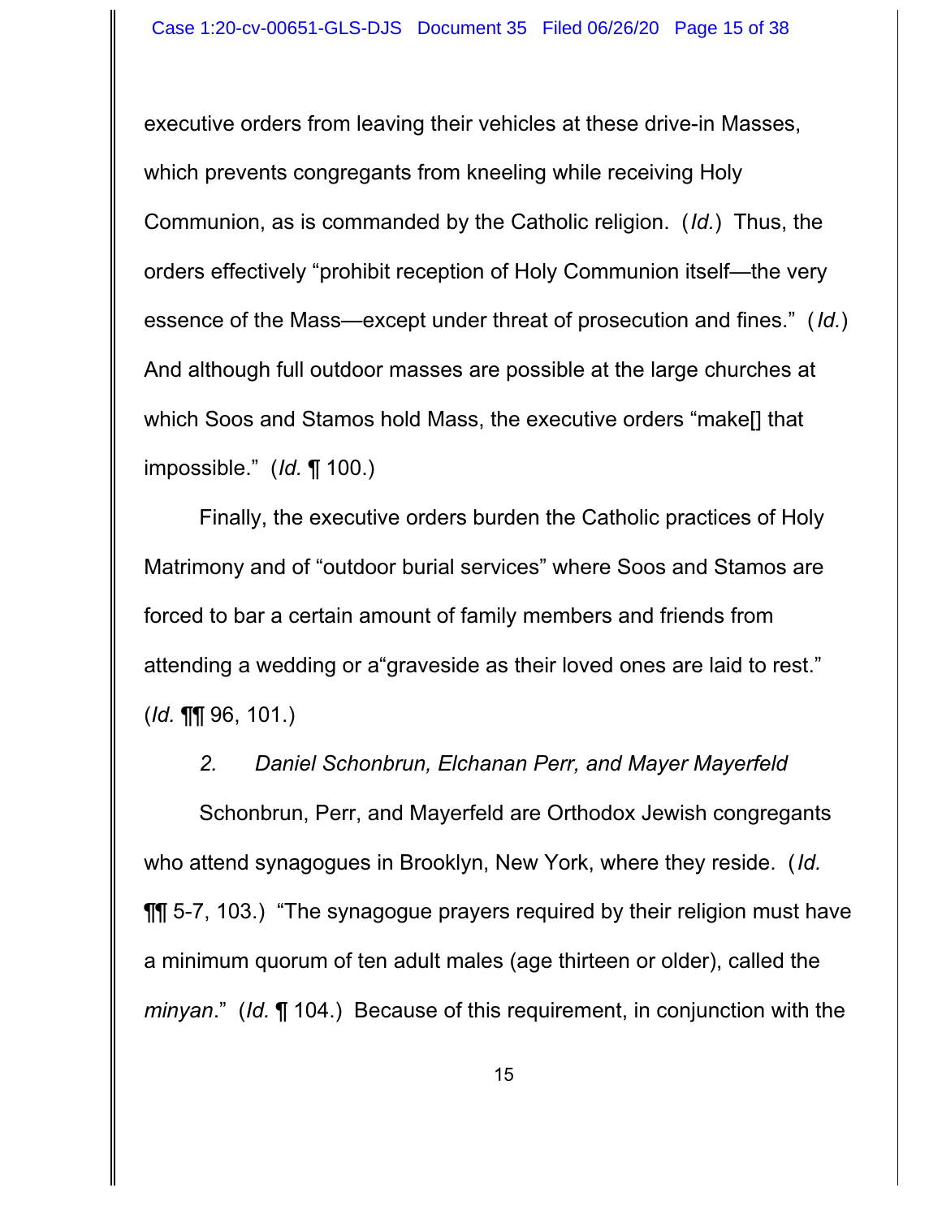executive orders from leaving their vehicles at these drive-in Masses, which prevents congregants from kneeling while receiving Holy Communion, as is commanded by the Catholic religion. (*Id.*) Thus, the orders effectively "prohibit reception of Holy Communion itself—the very essence of the Mass—except under threat of prosecution and fines." (*Id.*) And although full outdoor masses are possible at the large churches at which Soos and Stamos hold Mass, the executive orders "make[] that impossible." (*Id.* ¶ 100.)

Finally, the executive orders burden the Catholic practices of Holy Matrimony and of "outdoor burial services" where Soos and Stamos are forced to bar a certain amount of family members and friends from attending a wedding or a"graveside as their loved ones are laid to rest." (*Id.* ¶¶ 96, 101.)

*2. Daniel Schonbrun, Elchanan Perr, and Mayer Mayerfeld*

Schonbrun, Perr, and Mayerfeld are Orthodox Jewish congregants who attend synagogues in Brooklyn, New York, where they reside. (*Id.* ¶¶ 5-7, 103.) "The synagogue prayers required by their religion must have a minimum quorum of ten adult males (age thirteen or older), called the *minyan*." (*Id.* ¶ 104.) Because of this requirement, in conjunction with the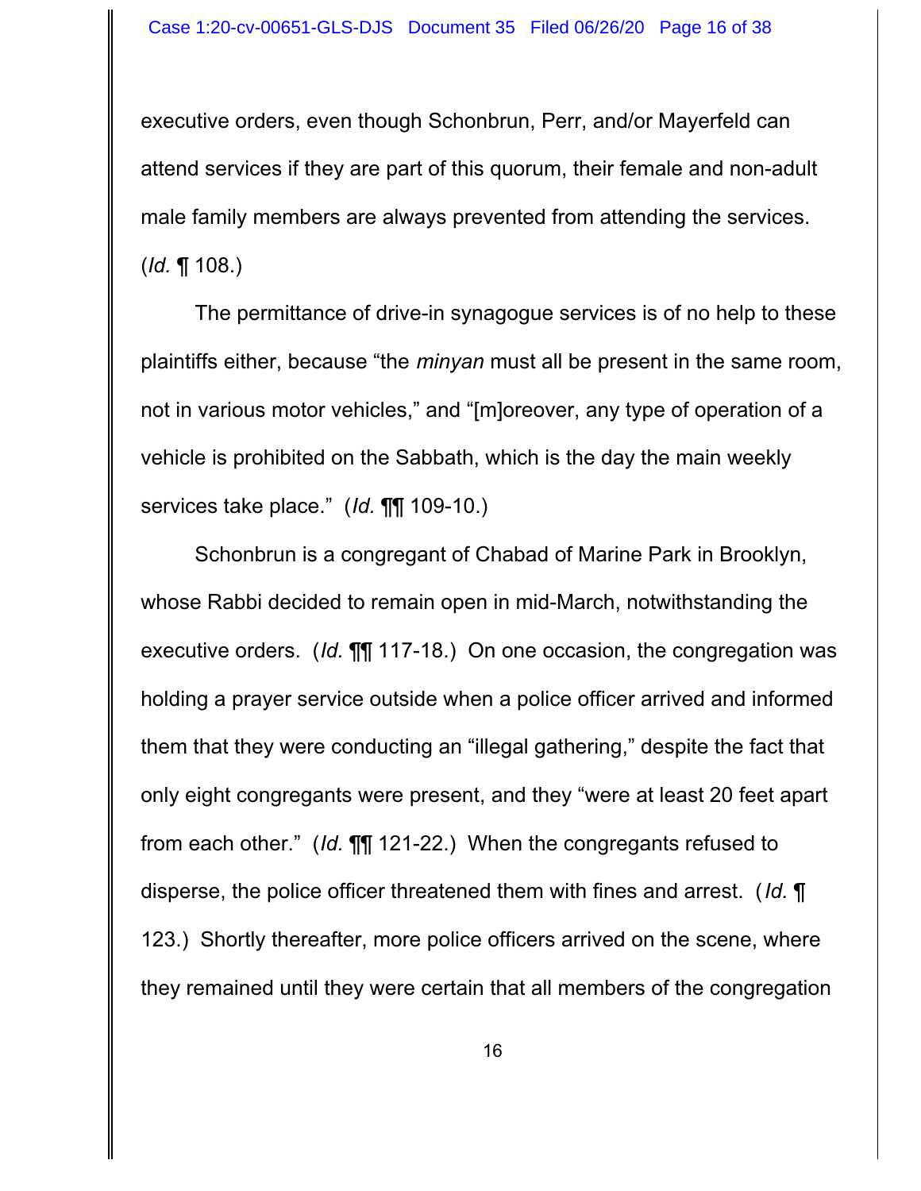executive orders, even though Schonbrun, Perr, and/or Mayerfeld can attend services if they are part of this quorum, their female and non-adult male family members are always prevented from attending the services. (*Id.* ¶ 108.)

The permittance of drive-in synagogue services is of no help to these plaintiffs either, because "the *minyan* must all be present in the same room, not in various motor vehicles," and "[m]oreover, any type of operation of a vehicle is prohibited on the Sabbath, which is the day the main weekly services take place." (*Id.* ¶¶ 109-10.)

Schonbrun is a congregant of Chabad of Marine Park in Brooklyn, whose Rabbi decided to remain open in mid-March, notwithstanding the executive orders. (*Id.* ¶¶ 117-18.) On one occasion, the congregation was holding a prayer service outside when a police officer arrived and informed them that they were conducting an "illegal gathering," despite the fact that only eight congregants were present, and they "were at least 20 feet apart from each other." (*Id.* ¶¶ 121-22.) When the congregants refused to disperse, the police officer threatened them with fines and arrest. (*Id.* ¶ 123.) Shortly thereafter, more police officers arrived on the scene, where they remained until they were certain that all members of the congregation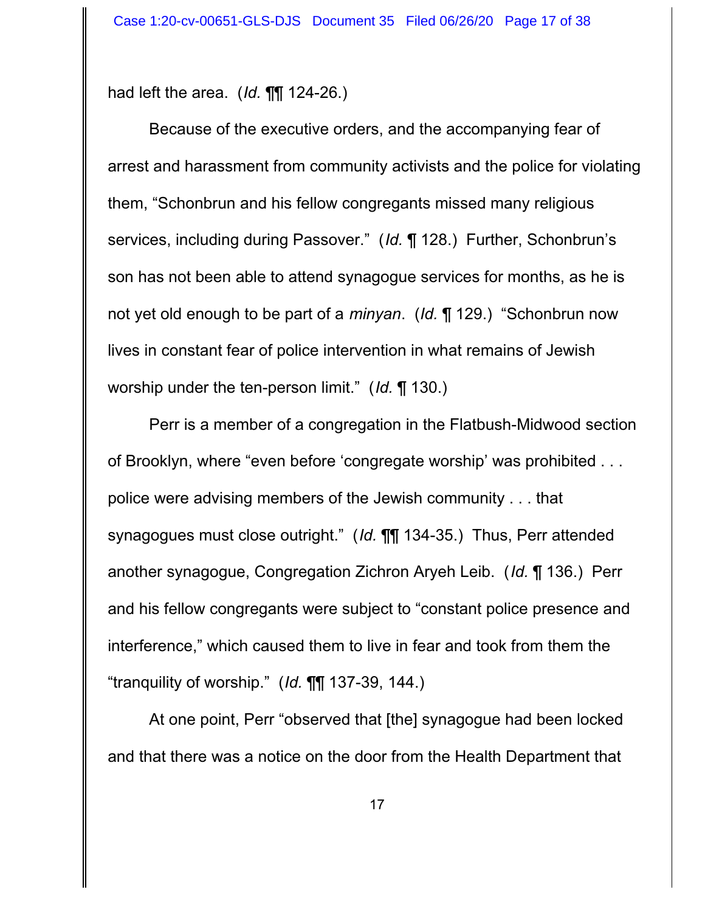had left the area. (*Id.* ¶¶ 124-26.)

Because of the executive orders, and the accompanying fear of arrest and harassment from community activists and the police for violating them, "Schonbrun and his fellow congregants missed many religious services, including during Passover." (*Id.* ¶ 128.) Further, Schonbrun's son has not been able to attend synagogue services for months, as he is not yet old enough to be part of a *minyan*. (*Id.* ¶ 129.) "Schonbrun now lives in constant fear of police intervention in what remains of Jewish worship under the ten-person limit." (*Id.* ¶ 130.)

Perr is a member of a congregation in the Flatbush-Midwood section of Brooklyn, where "even before 'congregate worship' was prohibited . . . police were advising members of the Jewish community . . . that synagogues must close outright." (*Id.* ¶¶ 134-35.) Thus, Perr attended another synagogue, Congregation Zichron Aryeh Leib. (*Id.* ¶ 136.) Perr and his fellow congregants were subject to "constant police presence and interference," which caused them to live in fear and took from them the "tranquility of worship." (*Id.* ¶¶ 137-39, 144.)

At one point, Perr "observed that [the] synagogue had been locked and that there was a notice on the door from the Health Department that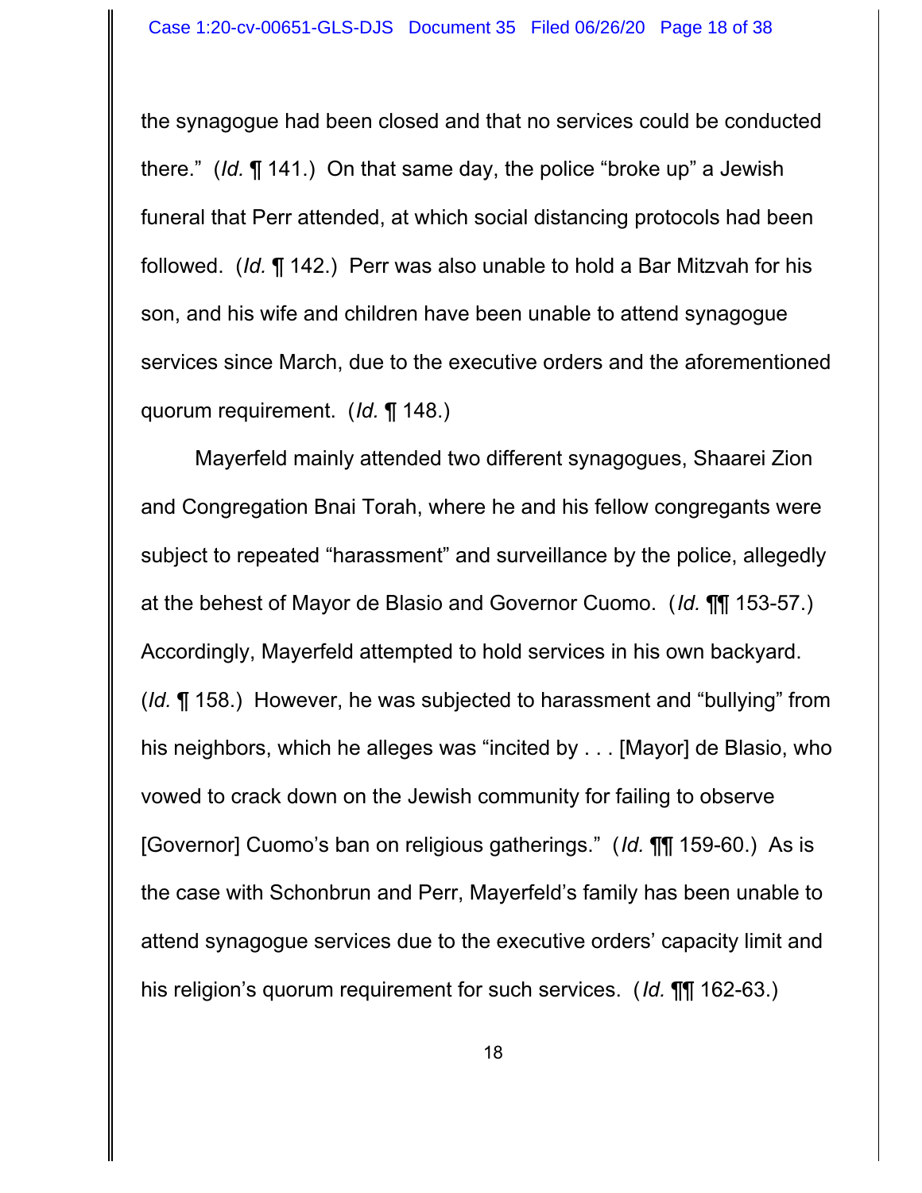the synagogue had been closed and that no services could be conducted there." (*Id.* ¶ 141.) On that same day, the police "broke up" a Jewish funeral that Perr attended, at which social distancing protocols had been followed. (*Id.* ¶ 142.) Perr was also unable to hold a Bar Mitzvah for his son, and his wife and children have been unable to attend synagogue services since March, due to the executive orders and the aforementioned quorum requirement. (*Id.* ¶ 148.)

Mayerfeld mainly attended two different synagogues, Shaarei Zion and Congregation Bnai Torah, where he and his fellow congregants were subject to repeated "harassment" and surveillance by the police, allegedly at the behest of Mayor de Blasio and Governor Cuomo. (*Id.* ¶¶ 153-57.) Accordingly, Mayerfeld attempted to hold services in his own backyard. (*Id.* ¶ 158.) However, he was subjected to harassment and "bullying" from his neighbors, which he alleges was "incited by . . . [Mayor] de Blasio, who vowed to crack down on the Jewish community for failing to observe [Governor] Cuomo's ban on religious gatherings." (*Id.* ¶¶ 159-60.) As is the case with Schonbrun and Perr, Mayerfeld's family has been unable to attend synagogue services due to the executive orders' capacity limit and his religion's quorum requirement for such services. (*Id.* ¶¶ 162-63.)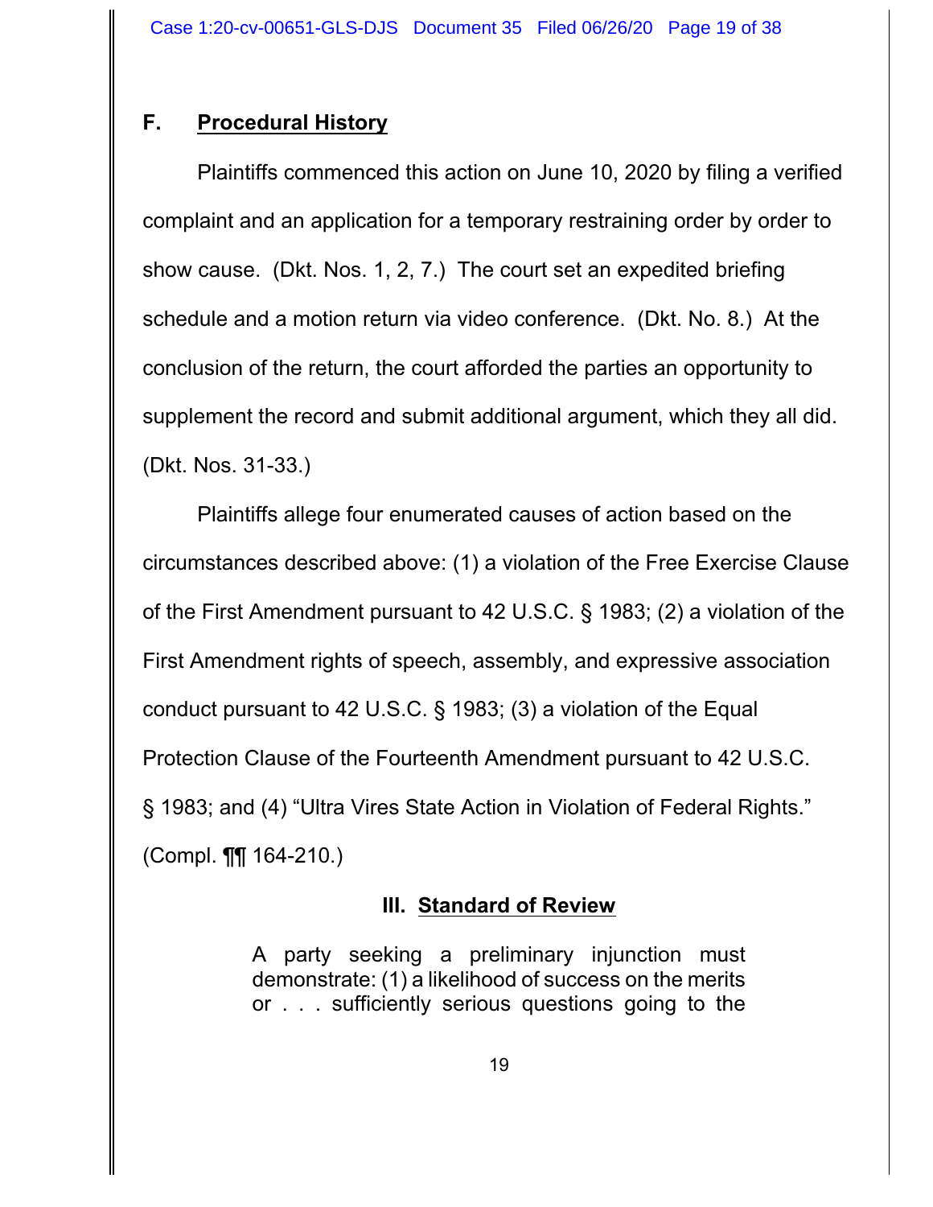### F. Procedural History

Plaintiffs commenced this action on June 10, 2020 by filing a verified complaint and an application for a temporary restraining order by order to show cause. (Dkt. Nos. 1, 2, 7.) The court set an expedited briefing schedule and a motion return via video conference. (Dkt. No. 8.) At the conclusion of the return, the court afforded the parties an opportunity to supplement the record and submit additional argument, which they all did. (Dkt. Nos. 31-33.)

Plaintiffs allege four enumerated causes of action based on the circumstances described above: (1) a violation of the Free Exercise Clause of the First Amendment pursuant to 42 U.S.C. § 1983; (2) a violation of the First Amendment rights of speech, assembly, and expressive association conduct pursuant to 42 U.S.C. § 1983; (3) a violation of the Equal Protection Clause of the Fourteenth Amendment pursuant to 42 U.S.C. § 1983; and (4) "Ultra Vires State Action in Violation of Federal Rights." (Compl. ¶¶ 164-210.)

## III. Standard of Review

> A party seeking a preliminary injunction must demonstrate: (1) a likelihood of success on the merits or . . . sufficiently serious questions going to the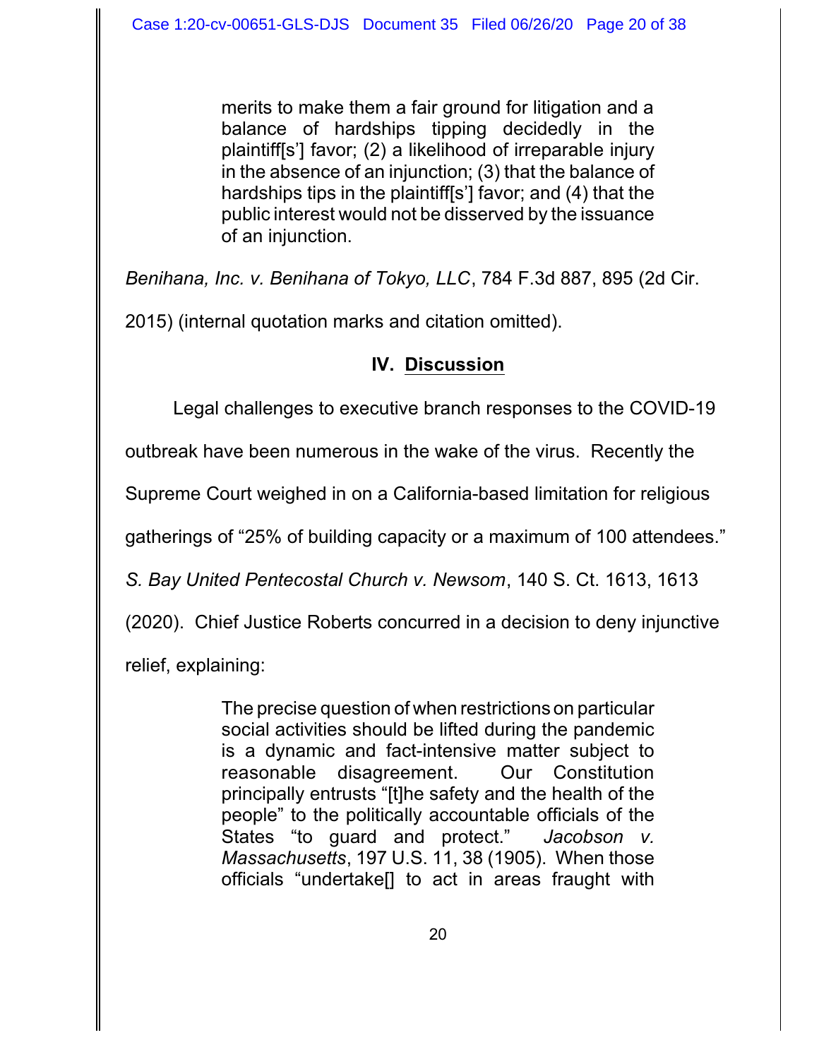> merits to make them a fair ground for litigation and a balance of hardships tipping decidedly in the plaintiff[s'] favor; (2) a likelihood of irreparable injury in the absence of an injunction; (3) that the balance of hardships tips in the plaintiff[s'] favor; and (4) that the public interest would not be disserved by the issuance of an injunction.

*Benihana, Inc. v. Benihana of Tokyo, LLC*, 784 F.3d 887, 895 (2d Cir. 2015) (internal quotation marks and citation omitted).

## IV. Discussion

Legal challenges to executive branch responses to the COVID-19 outbreak have been numerous in the wake of the virus. Recently the Supreme Court weighed in on a California-based limitation for religious gatherings of "25% of building capacity or a maximum of 100 attendees." *S. Bay United Pentecostal Church v. Newsom*, 140 S. Ct. 1613, 1613 (2020). Chief Justice Roberts concurred in a decision to deny injunctive relief, explaining:

> The precise question of when restrictions on particular social activities should be lifted during the pandemic is a dynamic and fact-intensive matter subject to reasonable disagreement. Our Constitution principally entrusts "[t]he safety and the health of the people" to the politically accountable officials of the States "to guard and protect." *Jacobson v. Massachusetts*, 197 U.S. 11, 38 (1905). When those officials "undertake[] to act in areas fraught with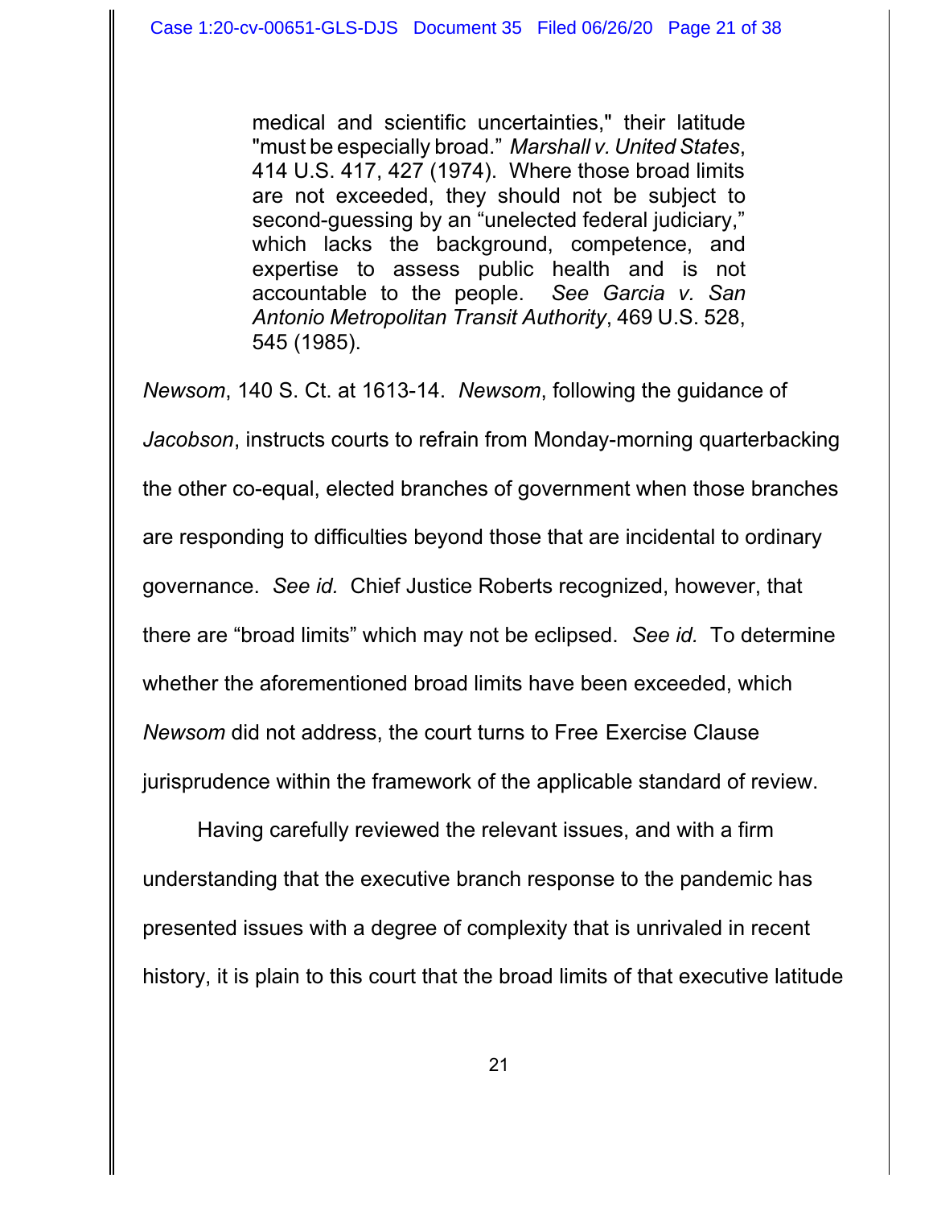> medical and scientific uncertainties," their latitude "must be especially broad." *Marshall v. United States*, 414 U.S. 417, 427 (1974). Where those broad limits are not exceeded, they should not be subject to second-guessing by an "unelected federal judiciary," which lacks the background, competence, and expertise to assess public health and is not accountable to the people. *See Garcia v. San Antonio Metropolitan Transit Authority*, 469 U.S. 528, 545 (1985).

*Newsom*, 140 S. Ct. at 1613-14. *Newsom*, following the guidance of *Jacobson*, instructs courts to refrain from Monday-morning quarterbacking the other co-equal, elected branches of government when those branches are responding to difficulties beyond those that are incidental to ordinary governance. *See id.* Chief Justice Roberts recognized, however, that there are "broad limits" which may not be eclipsed. *See id.* To determine whether the aforementioned broad limits have been exceeded, which *Newsom* did not address, the court turns to Free Exercise Clause jurisprudence within the framework of the applicable standard of review.

Having carefully reviewed the relevant issues, and with a firm understanding that the executive branch response to the pandemic has presented issues with a degree of complexity that is unrivaled in recent history, it is plain to this court that the broad limits of that executive latitude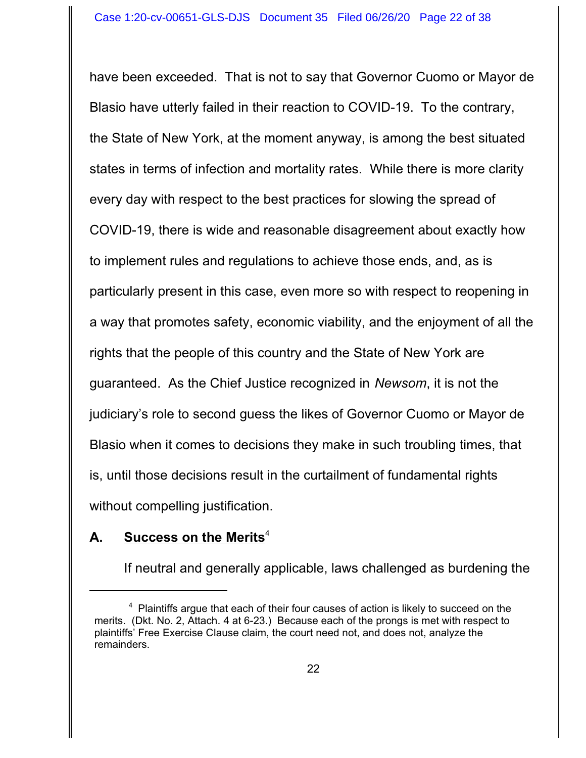have been exceeded. That is not to say that Governor Cuomo or Mayor de Blasio have utterly failed in their reaction to COVID-19. To the contrary, the State of New York, at the moment anyway, is among the best situated states in terms of infection and mortality rates. While there is more clarity every day with respect to the best practices for slowing the spread of COVID-19, there is wide and reasonable disagreement about exactly how to implement rules and regulations to achieve those ends, and, as is particularly present in this case, even more so with respect to reopening in a way that promotes safety, economic viability, and the enjoyment of all the rights that the people of this country and the State of New York are guaranteed. As the Chief Justice recognized in *Newsom*, it is not the judiciary's role to second guess the likes of Governor Cuomo or Mayor de Blasio when it comes to decisions they make in such troubling times, that is, until those decisions result in the curtailment of fundamental rights without compelling justification.

### A. **Success on the Merits**[4]

If neutral and generally applicable, laws challenged as burdening the

---

[4] Plaintiffs argue that each of their four causes of action is likely to succeed on the merits. (Dkt. No. 2, Attach. 4 at 6-23.) Because each of the prongs is met with respect to plaintiffs' Free Exercise Clause claim, the court need not, and does not, analyze the remainders.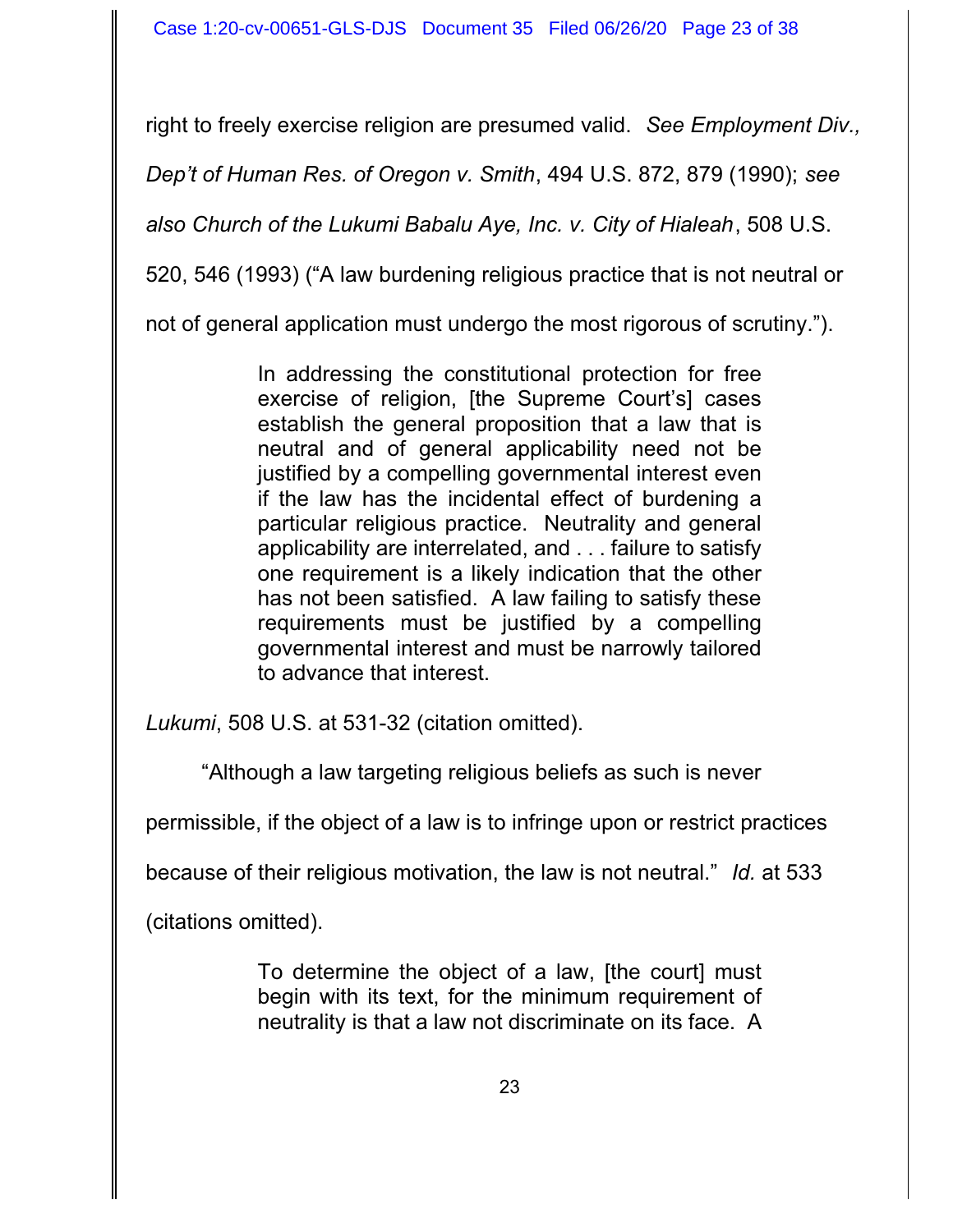right to freely exercise religion are presumed valid. *See Employment Div., Dep't of Human Res. of Oregon v. Smith*, 494 U.S. 872, 879 (1990); *see also Church of the Lukumi Babalu Aye, Inc. v. City of Hialeah*, 508 U.S. 520, 546 (1993) ("A law burdening religious practice that is not neutral or not of general application must undergo the most rigorous of scrutiny.").

> In addressing the constitutional protection for free exercise of religion, [the Supreme Court's] cases establish the general proposition that a law that is neutral and of general applicability need not be justified by a compelling governmental interest even if the law has the incidental effect of burdening a particular religious practice. Neutrality and general applicability are interrelated, and . . . failure to satisfy one requirement is a likely indication that the other has not been satisfied. A law failing to satisfy these requirements must be justified by a compelling governmental interest and must be narrowly tailored to advance that interest.

*Lukumi*, 508 U.S. at 531-32 (citation omitted).

"Although a law targeting religious beliefs as such is never permissible, if the object of a law is to infringe upon or restrict practices because of their religious motivation, the law is not neutral." *Id.* at 533 (citations omitted).

> To determine the object of a law, [the court] must begin with its text, for the minimum requirement of neutrality is that a law not discriminate on its face. A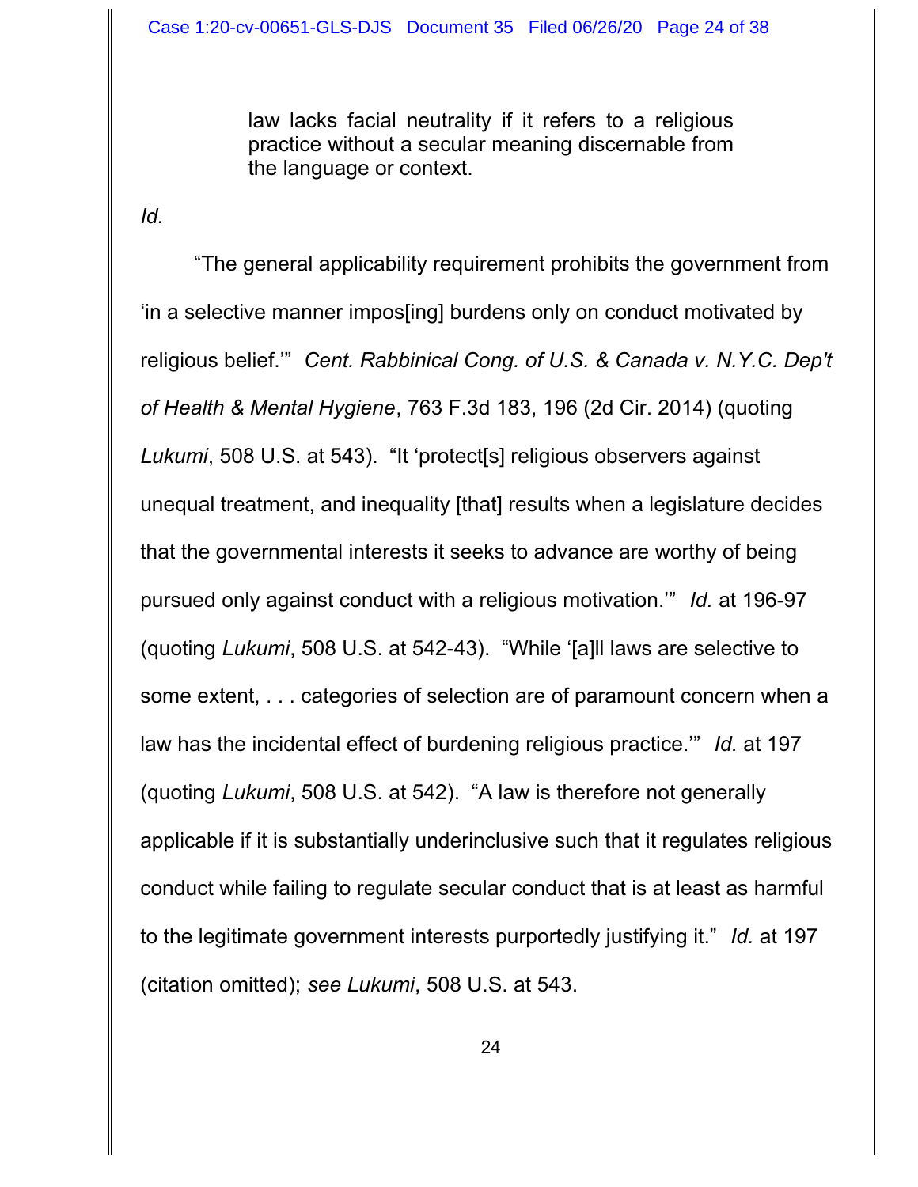> law lacks facial neutrality if it refers to a religious practice without a secular meaning discernable from the language or context.

*Id.*

"The general applicability requirement prohibits the government from 'in a selective manner impos[ing] burdens only on conduct motivated by religious belief.'" *Cent. Rabbinical Cong. of U.S. & Canada v. N.Y.C. Dep't of Health & Mental Hygiene*, 763 F.3d 183, 196 (2d Cir. 2014) (quoting *Lukumi*, 508 U.S. at 543). "It 'protect[s] religious observers against unequal treatment, and inequality [that] results when a legislature decides that the governmental interests it seeks to advance are worthy of being pursued only against conduct with a religious motivation.'" *Id.* at 196-97 (quoting *Lukumi*, 508 U.S. at 542-43). "While '[a]ll laws are selective to some extent, . . . categories of selection are of paramount concern when a law has the incidental effect of burdening religious practice.'" *Id.* at 197 (quoting *Lukumi*, 508 U.S. at 542). "A law is therefore not generally applicable if it is substantially underinclusive such that it regulates religious conduct while failing to regulate secular conduct that is at least as harmful to the legitimate government interests purportedly justifying it." *Id.* at 197 (citation omitted); *see Lukumi*, 508 U.S. at 543.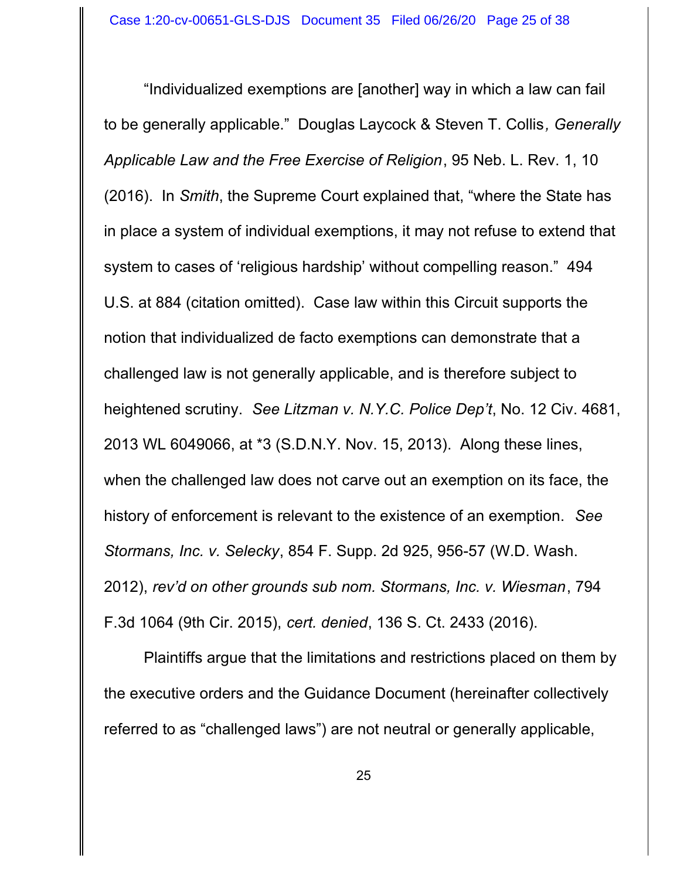"Individualized exemptions are [another] way in which a law can fail to be generally applicable." Douglas Laycock & Steven T. Collis*, Generally Applicable Law and the Free Exercise of Religion*, 95 Neb. L. Rev. 1, 10 (2016). In *Smith*, the Supreme Court explained that, "where the State has in place a system of individual exemptions, it may not refuse to extend that system to cases of 'religious hardship' without compelling reason." 494 U.S. at 884 (citation omitted). Case law within this Circuit supports the notion that individualized de facto exemptions can demonstrate that a challenged law is not generally applicable, and is therefore subject to heightened scrutiny. *See Litzman v. N.Y.C. Police Dep't*, No. 12 Civ. 4681, 2013 WL 6049066, at *3 (S.D.N.Y. Nov. 15, 2013). Along these lines, when the challenged law does not carve out an exemption on its face, the history of enforcement is relevant to the existence of an exemption. *See Stormans, Inc. v. Selecky*, 854 F. Supp. 2d 925, 956-57 (W.D. Wash. 2012), *rev'd on other grounds sub nom. Stormans, Inc. v. Wiesman*, 794 F.3d 1064 (9th Cir. 2015), *cert. denied*, 136 S. Ct. 2433 (2016).

Plaintiffs argue that the limitations and restrictions placed on them by the executive orders and the Guidance Document (hereinafter collectively referred to as "challenged laws") are not neutral or generally applicable,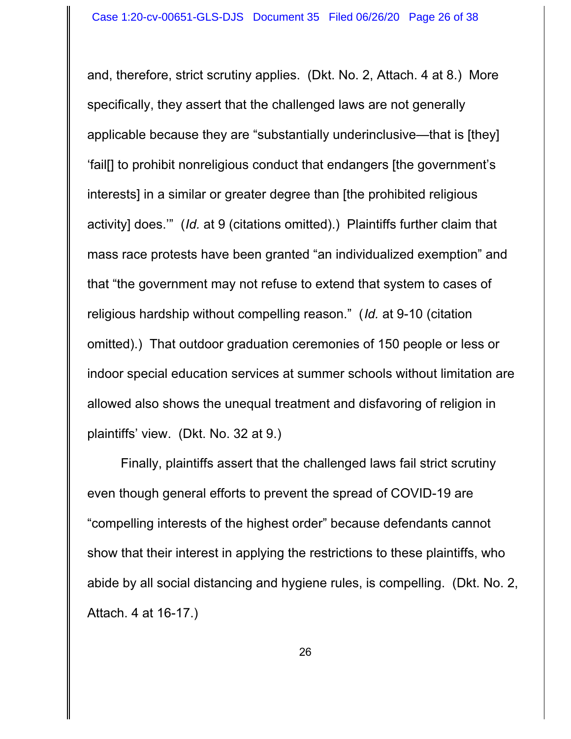and, therefore, strict scrutiny applies. (Dkt. No. 2, Attach. 4 at 8.) More specifically, they assert that the challenged laws are not generally applicable because they are "substantially underinclusive—that is [they] 'fail[] to prohibit nonreligious conduct that endangers [the government's interests] in a similar or greater degree than [the prohibited religious activity] does.'" (*Id.* at 9 (citations omitted).) Plaintiffs further claim that mass race protests have been granted "an individualized exemption" and that "the government may not refuse to extend that system to cases of religious hardship without compelling reason." (*Id.* at 9-10 (citation omitted).) That outdoor graduation ceremonies of 150 people or less or indoor special education services at summer schools without limitation are allowed also shows the unequal treatment and disfavoring of religion in plaintiffs' view. (Dkt. No. 32 at 9.)

Finally, plaintiffs assert that the challenged laws fail strict scrutiny even though general efforts to prevent the spread of COVID-19 are "compelling interests of the highest order" because defendants cannot show that their interest in applying the restrictions to these plaintiffs, who abide by all social distancing and hygiene rules, is compelling. (Dkt. No. 2, Attach. 4 at 16-17.)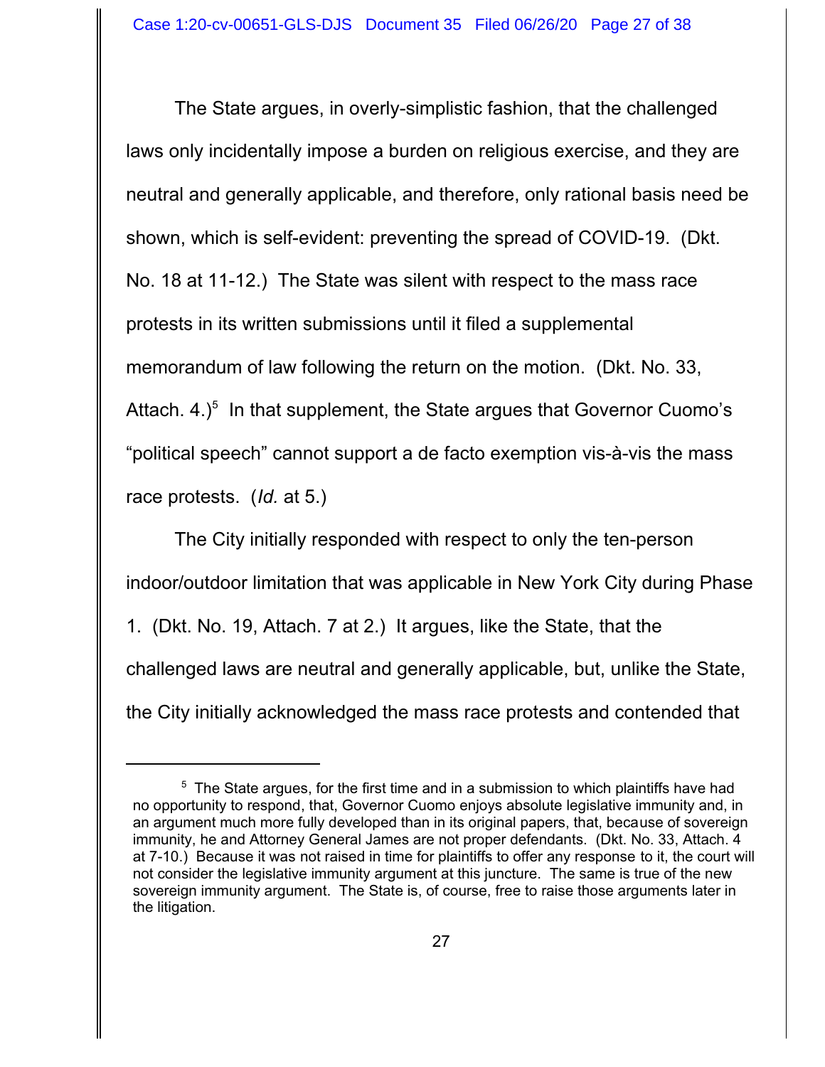The State argues, in overly-simplistic fashion, that the challenged laws only incidentally impose a burden on religious exercise, and they are neutral and generally applicable, and therefore, only rational basis need be shown, which is self-evident: preventing the spread of COVID-19. (Dkt. No. 18 at 11-12.) The State was silent with respect to the mass race protests in its written submissions until it filed a supplemental memorandum of law following the return on the motion. (Dkt. No. 33, Attach. 4.)[5] In that supplement, the State argues that Governor Cuomo's "political speech" cannot support a de facto exemption vis-à-vis the mass race protests. (*Id.* at 5.)

The City initially responded with respect to only the ten-person indoor/outdoor limitation that was applicable in New York City during Phase 1. (Dkt. No. 19, Attach. 7 at 2.) It argues, like the State, that the challenged laws are neutral and generally applicable, but, unlike the State, the City initially acknowledged the mass race protests and contended that

---

[5] The State argues, for the first time and in a submission to which plaintiffs have had no opportunity to respond, that, Governor Cuomo enjoys absolute legislative immunity and, in an argument much more fully developed than in its original papers, that, because of sovereign immunity, he and Attorney General James are not proper defendants. (Dkt. No. 33, Attach. 4 at 7-10.) Because it was not raised in time for plaintiffs to offer any response to it, the court will not consider the legislative immunity argument at this juncture. The same is true of the new sovereign immunity argument. The State is, of course, free to raise those arguments later in the litigation.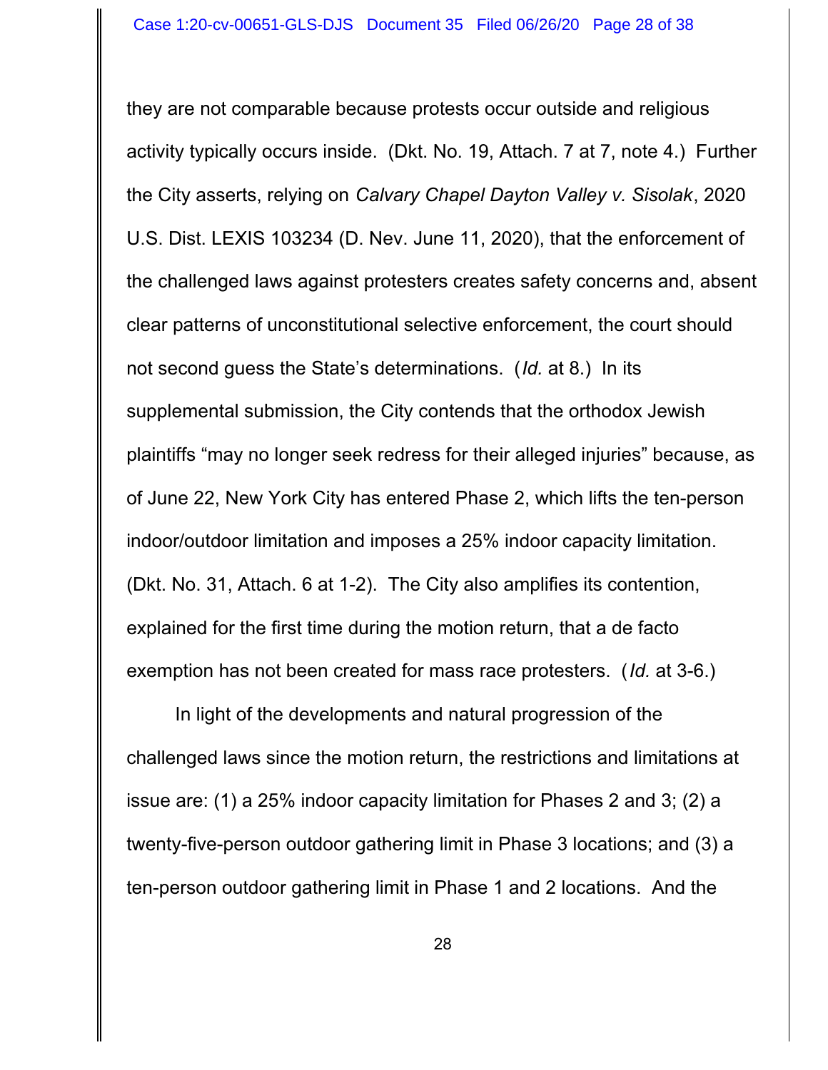they are not comparable because protests occur outside and religious activity typically occurs inside. (Dkt. No. 19, Attach. 7 at 7, note 4.) Further the City asserts, relying on *Calvary Chapel Dayton Valley v. Sisolak*, 2020 U.S. Dist. LEXIS 103234 (D. Nev. June 11, 2020), that the enforcement of the challenged laws against protesters creates safety concerns and, absent clear patterns of unconstitutional selective enforcement, the court should not second guess the State's determinations. (*Id.* at 8.) In its supplemental submission, the City contends that the orthodox Jewish plaintiffs "may no longer seek redress for their alleged injuries" because, as of June 22, New York City has entered Phase 2, which lifts the ten-person indoor/outdoor limitation and imposes a 25% indoor capacity limitation. (Dkt. No. 31, Attach. 6 at 1-2). The City also amplifies its contention, explained for the first time during the motion return, that a de facto exemption has not been created for mass race protesters. (*Id.* at 3-6.)

In light of the developments and natural progression of the challenged laws since the motion return, the restrictions and limitations at issue are: (1) a 25% indoor capacity limitation for Phases 2 and 3; (2) a twenty-five-person outdoor gathering limit in Phase 3 locations; and (3) a ten-person outdoor gathering limit in Phase 1 and 2 locations. And the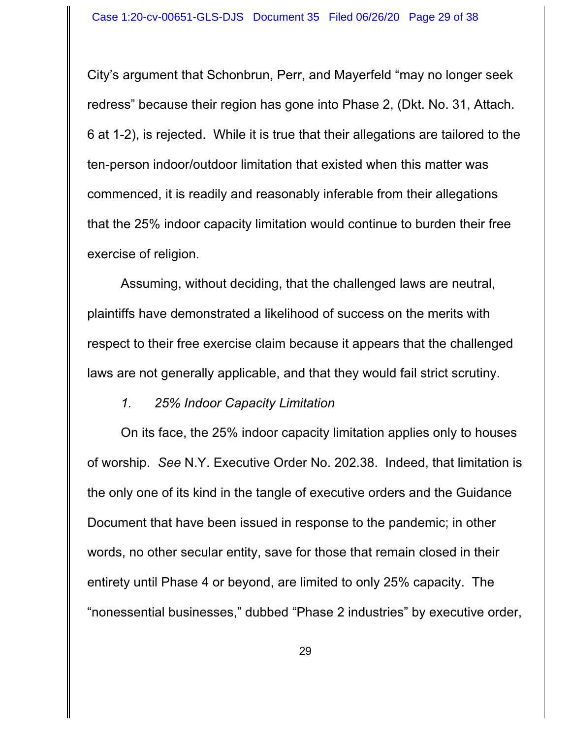City's argument that Schonbrun, Perr, and Mayerfeld "may no longer seek redress" because their region has gone into Phase 2, (Dkt. No. 31, Attach. 6 at 1-2), is rejected. While it is true that their allegations are tailored to the ten-person indoor/outdoor limitation that existed when this matter was commenced, it is readily and reasonably inferable from their allegations that the 25% indoor capacity limitation would continue to burden their free exercise of religion.

Assuming, without deciding, that the challenged laws are neutral, plaintiffs have demonstrated a likelihood of success on the merits with respect to their free exercise claim because it appears that the challenged laws are not generally applicable, and that they would fail strict scrutiny.

*1. 25% Indoor Capacity Limitation*

On its face, the 25% indoor capacity limitation applies only to houses of worship. *See* N.Y. Executive Order No. 202.38. Indeed, that limitation is the only one of its kind in the tangle of executive orders and the Guidance Document that have been issued in response to the pandemic; in other words, no other secular entity, save for those that remain closed in their entirety until Phase 4 or beyond, are limited to only 25% capacity. The "nonessential businesses," dubbed "Phase 2 industries" by executive order,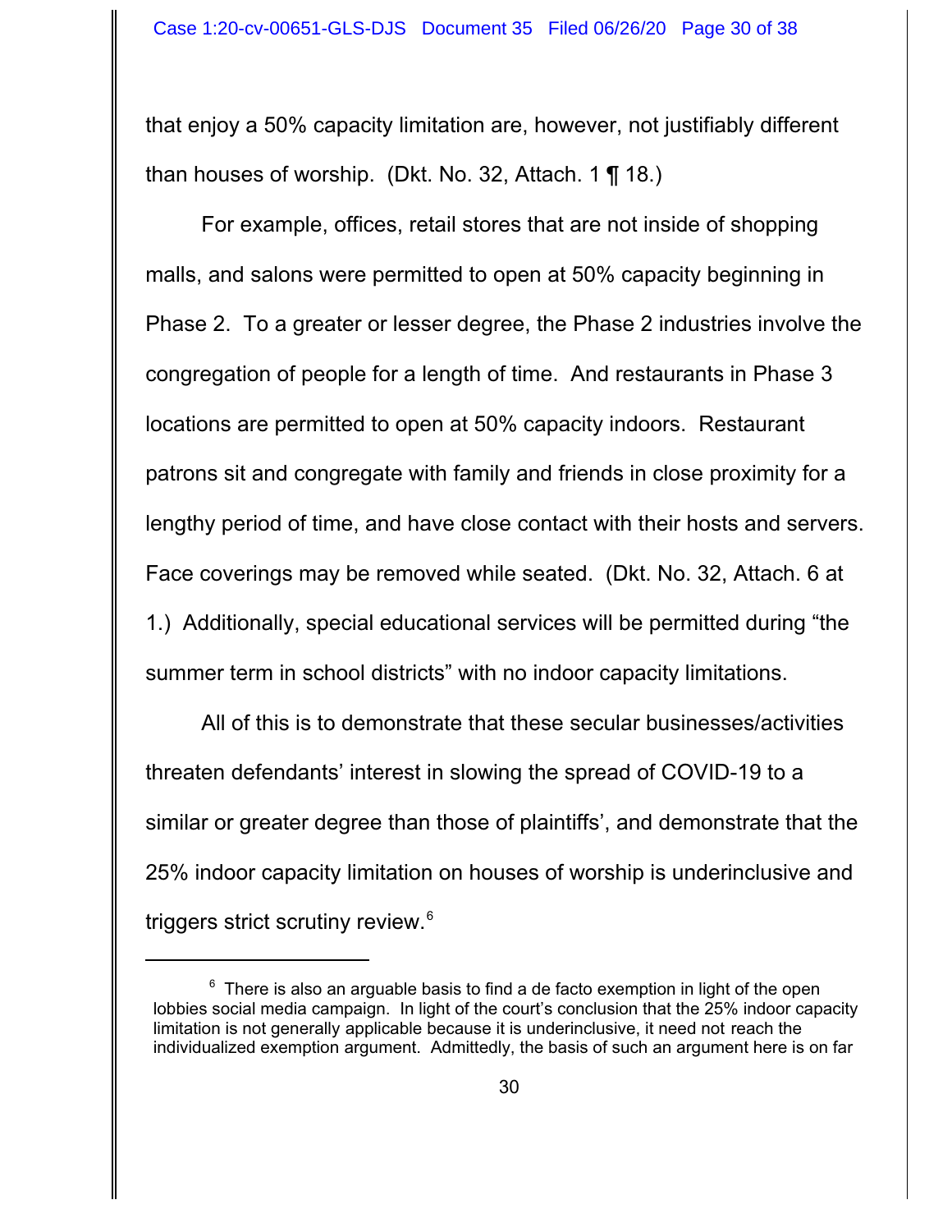that enjoy a 50% capacity limitation are, however, not justifiably different than houses of worship. (Dkt. No. 32, Attach. 1 ¶ 18.)

For example, offices, retail stores that are not inside of shopping malls, and salons were permitted to open at 50% capacity beginning in Phase 2. To a greater or lesser degree, the Phase 2 industries involve the congregation of people for a length of time. And restaurants in Phase 3 locations are permitted to open at 50% capacity indoors. Restaurant patrons sit and congregate with family and friends in close proximity for a lengthy period of time, and have close contact with their hosts and servers. Face coverings may be removed while seated. (Dkt. No. 32, Attach. 6 at 1.) Additionally, special educational services will be permitted during "the summer term in school districts" with no indoor capacity limitations.

All of this is to demonstrate that these secular businesses/activities threaten defendants' interest in slowing the spread of COVID-19 to a similar or greater degree than those of plaintiffs', and demonstrate that the 25% indoor capacity limitation on houses of worship is underinclusive and triggers strict scrutiny review.[6]

---

[6] There is also an arguable basis to find a de facto exemption in light of the open lobbies social media campaign. In light of the court's conclusion that the 25% indoor capacity limitation is not generally applicable because it is underinclusive, it need not reach the individualized exemption argument. Admittedly, the basis of such an argument here is on far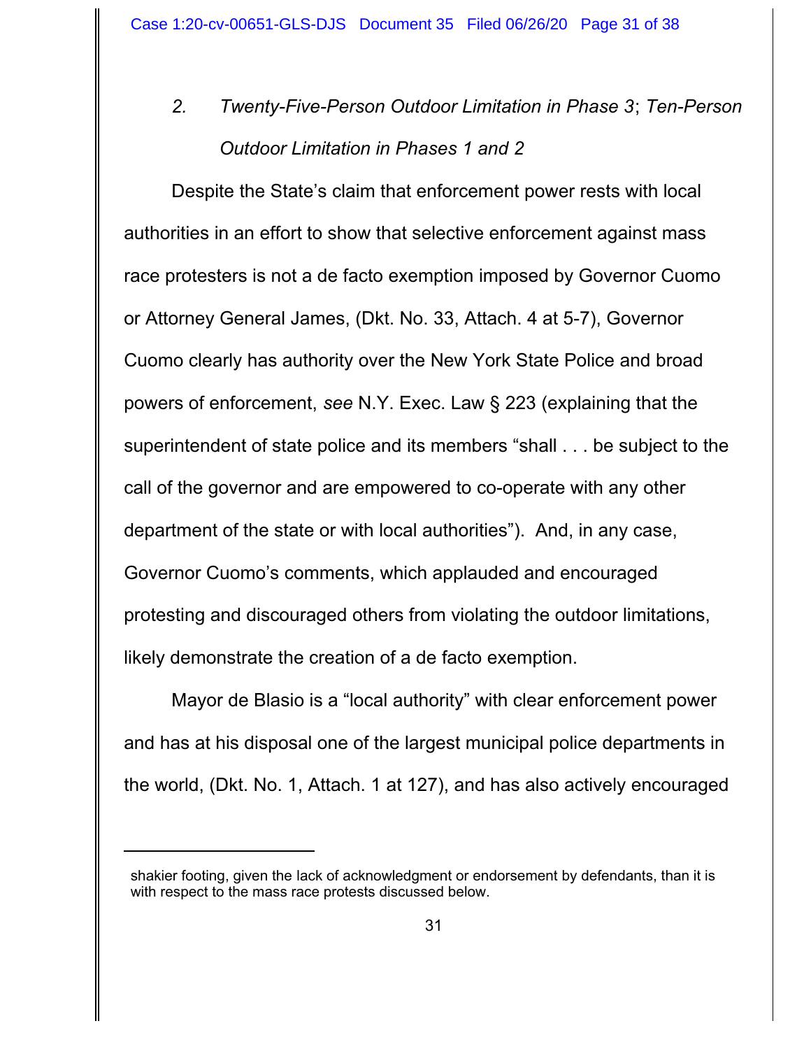*2. Twenty-Five-Person Outdoor Limitation in Phase 3*; *Ten-Person Outdoor Limitation in Phases 1 and 2*

Despite the State's claim that enforcement power rests with local authorities in an effort to show that selective enforcement against mass race protesters is not a de facto exemption imposed by Governor Cuomo or Attorney General James, (Dkt. No. 33, Attach. 4 at 5-7), Governor Cuomo clearly has authority over the New York State Police and broad powers of enforcement, *see* N.Y. Exec. Law § 223 (explaining that the superintendent of state police and its members "shall . . . be subject to the call of the governor and are empowered to co-operate with any other department of the state or with local authorities"). And, in any case, Governor Cuomo's comments, which applauded and encouraged protesting and discouraged others from violating the outdoor limitations, likely demonstrate the creation of a de facto exemption.

Mayor de Blasio is a "local authority" with clear enforcement power and has at his disposal one of the largest municipal police departments in the world, (Dkt. No. 1, Attach. 1 at 127), and has also actively encouraged

---

shakier footing, given the lack of acknowledgment or endorsement by defendants, than it is with respect to the mass race protests discussed below.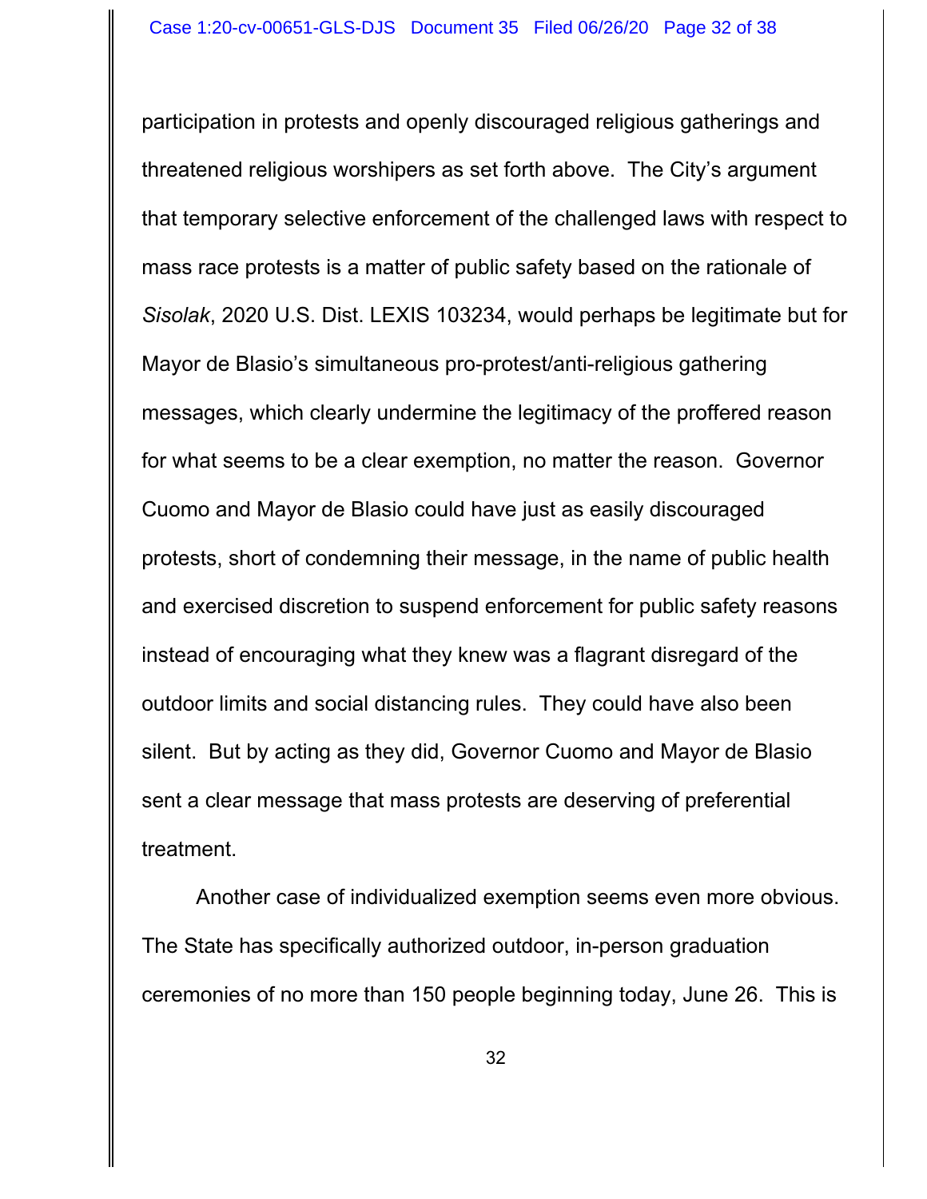participation in protests and openly discouraged religious gatherings and threatened religious worshipers as set forth above. The City's argument that temporary selective enforcement of the challenged laws with respect to mass race protests is a matter of public safety based on the rationale of *Sisolak*, 2020 U.S. Dist. LEXIS 103234, would perhaps be legitimate but for Mayor de Blasio's simultaneous pro-protest/anti-religious gathering messages, which clearly undermine the legitimacy of the proffered reason for what seems to be a clear exemption, no matter the reason. Governor Cuomo and Mayor de Blasio could have just as easily discouraged protests, short of condemning their message, in the name of public health and exercised discretion to suspend enforcement for public safety reasons instead of encouraging what they knew was a flagrant disregard of the outdoor limits and social distancing rules. They could have also been silent. But by acting as they did, Governor Cuomo and Mayor de Blasio sent a clear message that mass protests are deserving of preferential treatment.

Another case of individualized exemption seems even more obvious. The State has specifically authorized outdoor, in-person graduation ceremonies of no more than 150 people beginning today, June 26. This is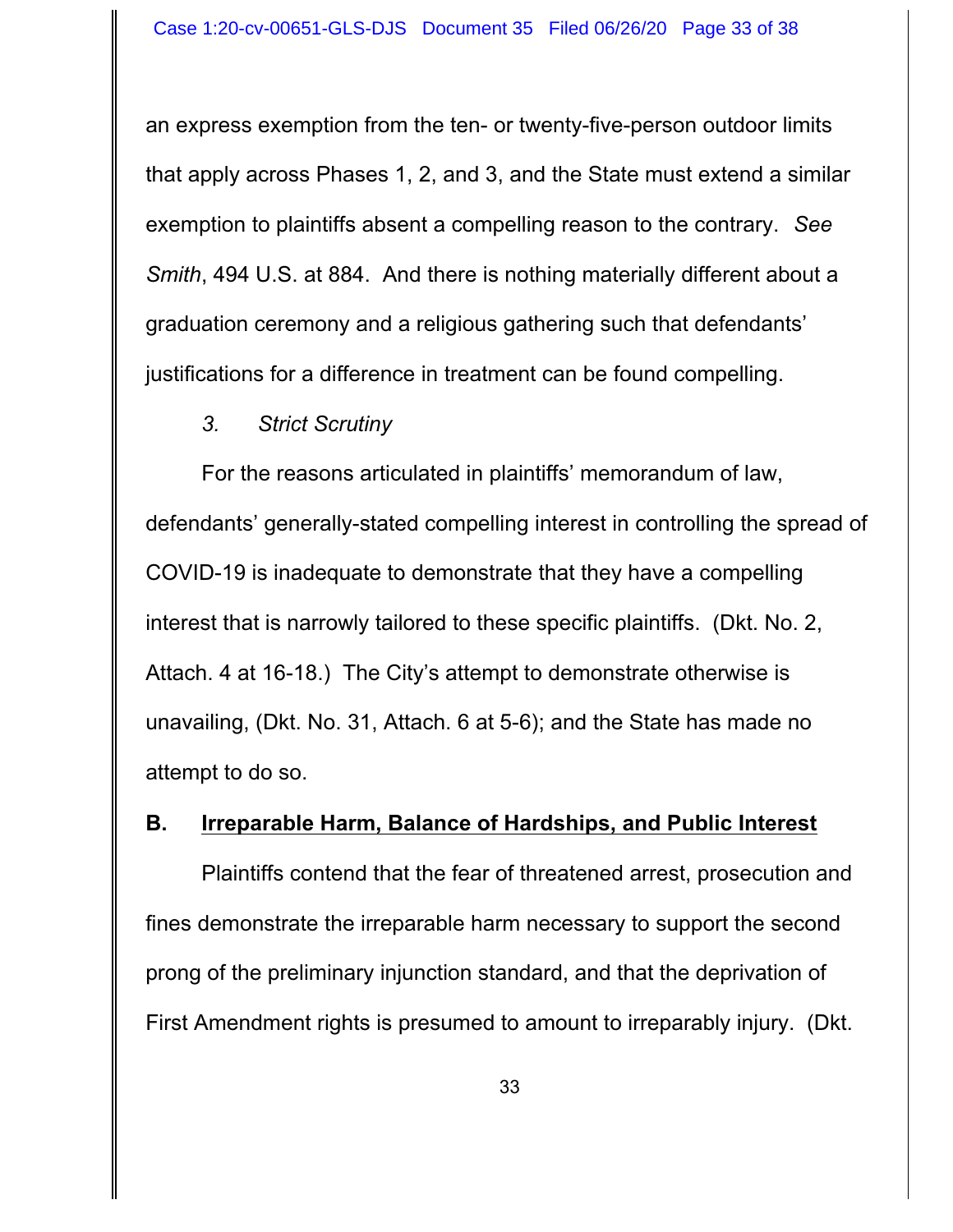an express exemption from the ten- or twenty-five-person outdoor limits that apply across Phases 1, 2, and 3, and the State must extend a similar exemption to plaintiffs absent a compelling reason to the contrary. *See Smith*, 494 U.S. at 884. And there is nothing materially different about a graduation ceremony and a religious gathering such that defendants' justifications for a difference in treatment can be found compelling.

*3. Strict Scrutiny*

For the reasons articulated in plaintiffs' memorandum of law, defendants' generally-stated compelling interest in controlling the spread of COVID-19 is inadequate to demonstrate that they have a compelling interest that is narrowly tailored to these specific plaintiffs. (Dkt. No. 2, Attach. 4 at 16-18.) The City's attempt to demonstrate otherwise is unavailing, (Dkt. No. 31, Attach. 6 at 5-6); and the State has made no attempt to do so.

## B. <u>Irreparable Harm, Balance of Hardships, and Public Interest</u>

Plaintiffs contend that the fear of threatened arrest, prosecution and fines demonstrate the irreparable harm necessary to support the second prong of the preliminary injunction standard, and that the deprivation of First Amendment rights is presumed to amount to irreparably injury. (Dkt.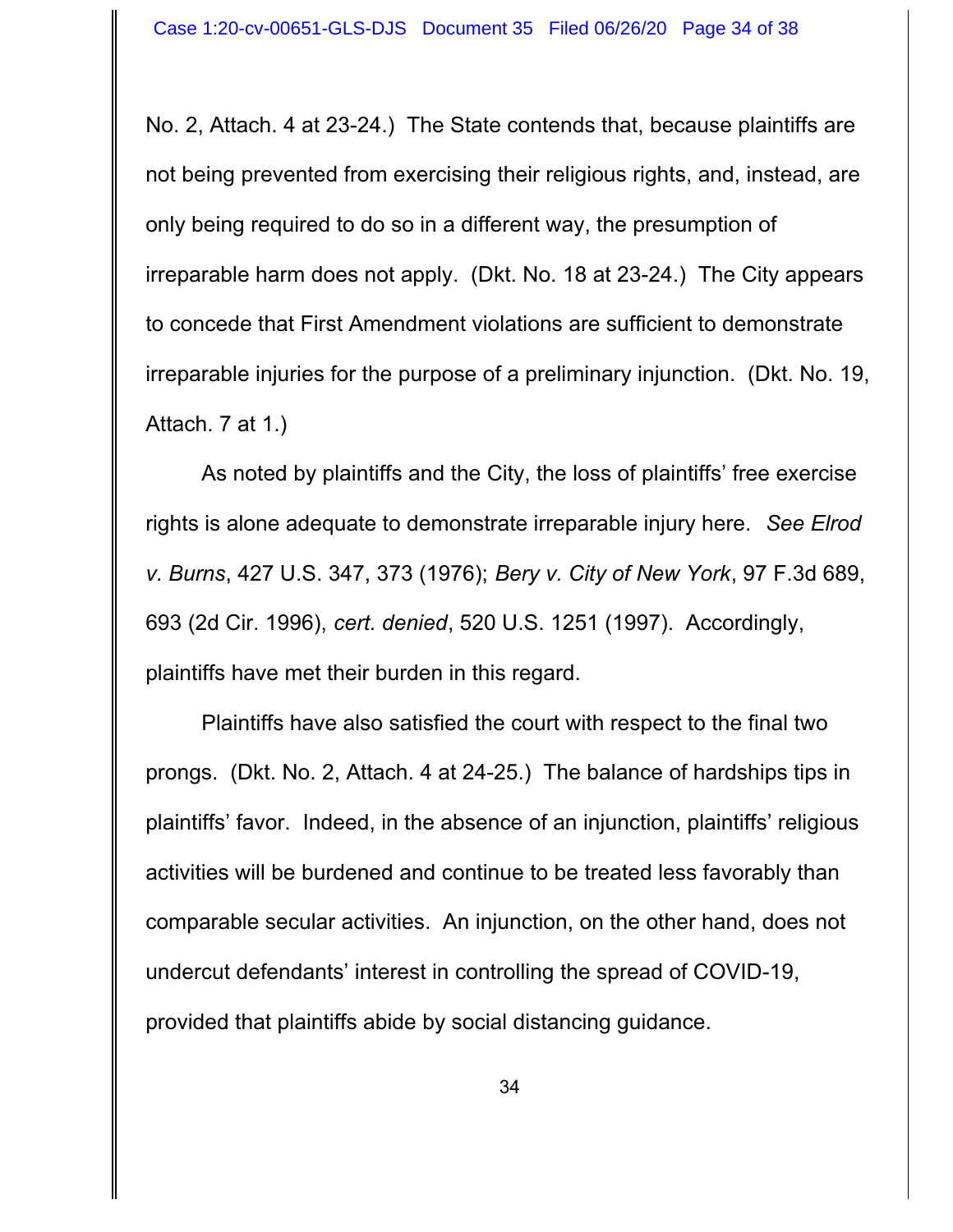No. 2, Attach. 4 at 23-24.) The State contends that, because plaintiffs are not being prevented from exercising their religious rights, and, instead, are only being required to do so in a different way, the presumption of irreparable harm does not apply. (Dkt. No. 18 at 23-24.) The City appears to concede that First Amendment violations are sufficient to demonstrate irreparable injuries for the purpose of a preliminary injunction. (Dkt. No. 19, Attach. 7 at 1.)

As noted by plaintiffs and the City, the loss of plaintiffs' free exercise rights is alone adequate to demonstrate irreparable injury here. *See Elrod v. Burns*, 427 U.S. 347, 373 (1976); *Bery v. City of New York*, 97 F.3d 689, 693 (2d Cir. 1996), *cert. denied*, 520 U.S. 1251 (1997). Accordingly, plaintiffs have met their burden in this regard.

Plaintiffs have also satisfied the court with respect to the final two prongs. (Dkt. No. 2, Attach. 4 at 24-25.) The balance of hardships tips in plaintiffs' favor. Indeed, in the absence of an injunction, plaintiffs' religious activities will be burdened and continue to be treated less favorably than comparable secular activities. An injunction, on the other hand, does not undercut defendants' interest in controlling the spread of COVID-19, provided that plaintiffs abide by social distancing guidance.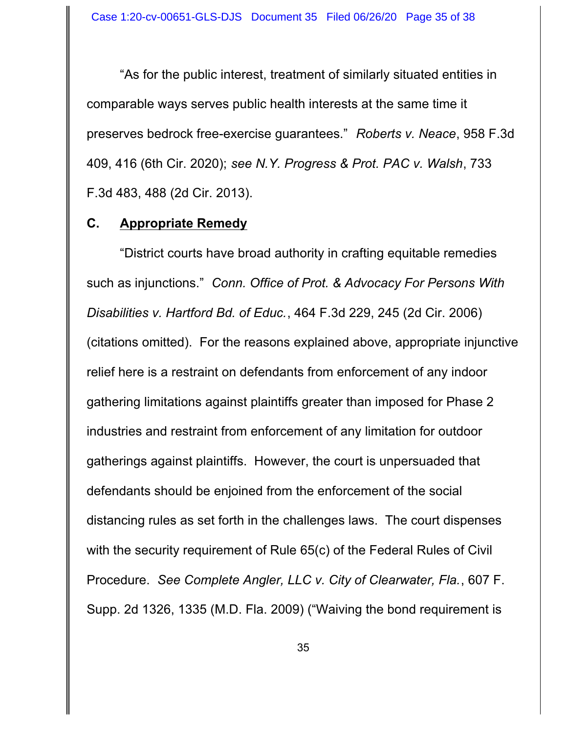"As for the public interest, treatment of similarly situated entities in comparable ways serves public health interests at the same time it preserves bedrock free-exercise guarantees." *Roberts v. Neace*, 958 F.3d 409, 416 (6th Cir. 2020); *see N.Y. Progress & Prot. PAC v. Walsh*, 733 F.3d 483, 488 (2d Cir. 2013).

## C. Appropriate Remedy

"District courts have broad authority in crafting equitable remedies such as injunctions." *Conn. Office of Prot. & Advocacy For Persons With Disabilities v. Hartford Bd. of Educ.*, 464 F.3d 229, 245 (2d Cir. 2006) (citations omitted). For the reasons explained above, appropriate injunctive relief here is a restraint on defendants from enforcement of any indoor gathering limitations against plaintiffs greater than imposed for Phase 2 industries and restraint from enforcement of any limitation for outdoor gatherings against plaintiffs. However, the court is unpersuaded that defendants should be enjoined from the enforcement of the social distancing rules as set forth in the challenges laws. The court dispenses with the security requirement of Rule 65(c) of the Federal Rules of Civil Procedure. *See Complete Angler, LLC v. City of Clearwater, Fla.*, 607 F. Supp. 2d 1326, 1335 (M.D. Fla. 2009) ("Waiving the bond requirement is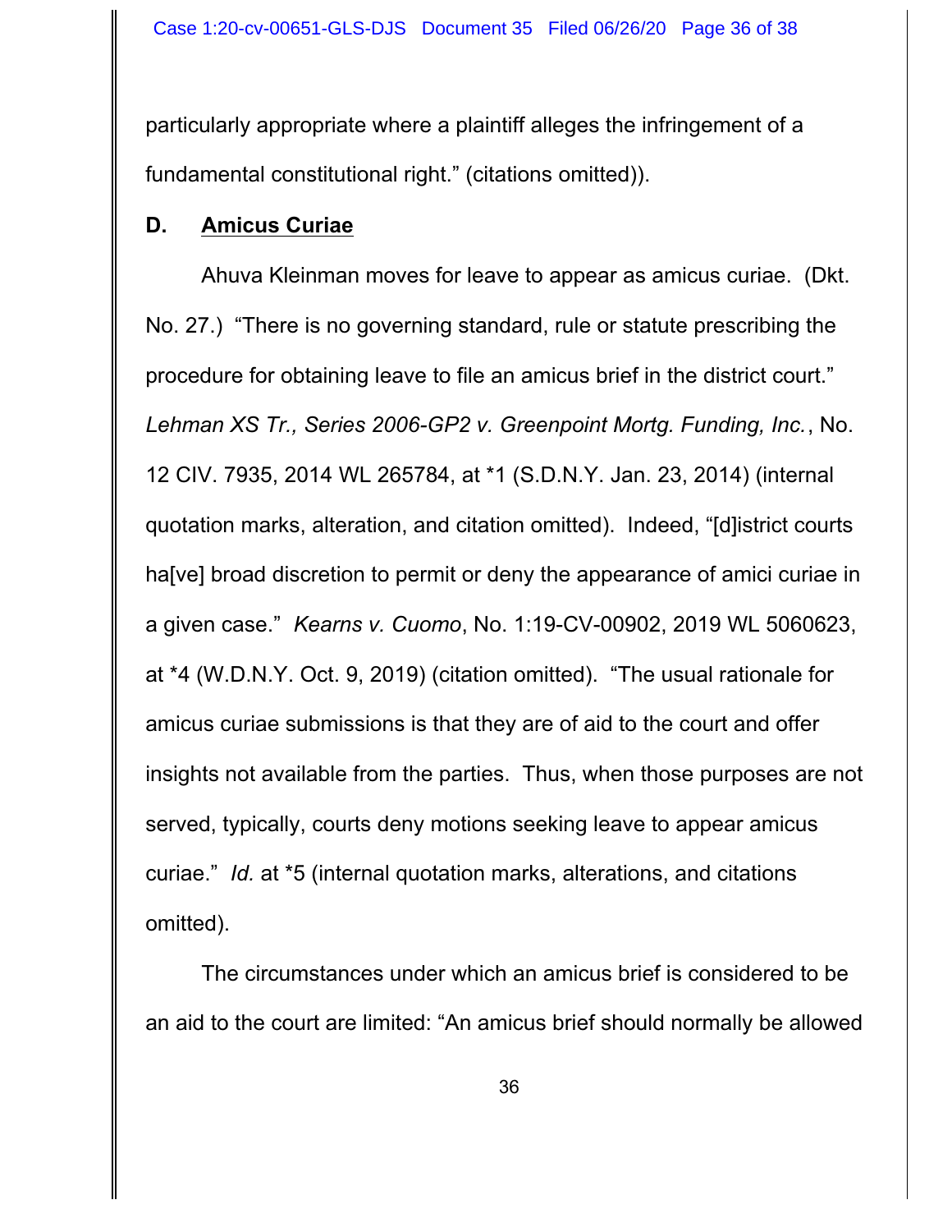particularly appropriate where a plaintiff alleges the infringement of a fundamental constitutional right." (citations omitted)).

**D. <u>Amicus Curiae</u>**

Ahuva Kleinman moves for leave to appear as amicus curiae. (Dkt. No. 27.) "There is no governing standard, rule or statute prescribing the procedure for obtaining leave to file an amicus brief in the district court." *Lehman XS Tr., Series 2006-GP2 v. Greenpoint Mortg. Funding, Inc.*, No. 12 CIV. 7935, 2014 WL 265784, at *1 (S.D.N.Y. Jan. 23, 2014) (internal quotation marks, alteration, and citation omitted). Indeed, "[d]istrict courts ha[ve] broad discretion to permit or deny the appearance of amici curiae in a given case." *Kearns v. Cuomo*, No. 1:19-CV-00902, 2019 WL 5060623, at *4 (W.D.N.Y. Oct. 9, 2019) (citation omitted). "The usual rationale for amicus curiae submissions is that they are of aid to the court and offer insights not available from the parties. Thus, when those purposes are not served, typically, courts deny motions seeking leave to appear amicus curiae." *Id.* at *5 (internal quotation marks, alterations, and citations omitted).

The circumstances under which an amicus brief is considered to be an aid to the court are limited: "An amicus brief should normally be allowed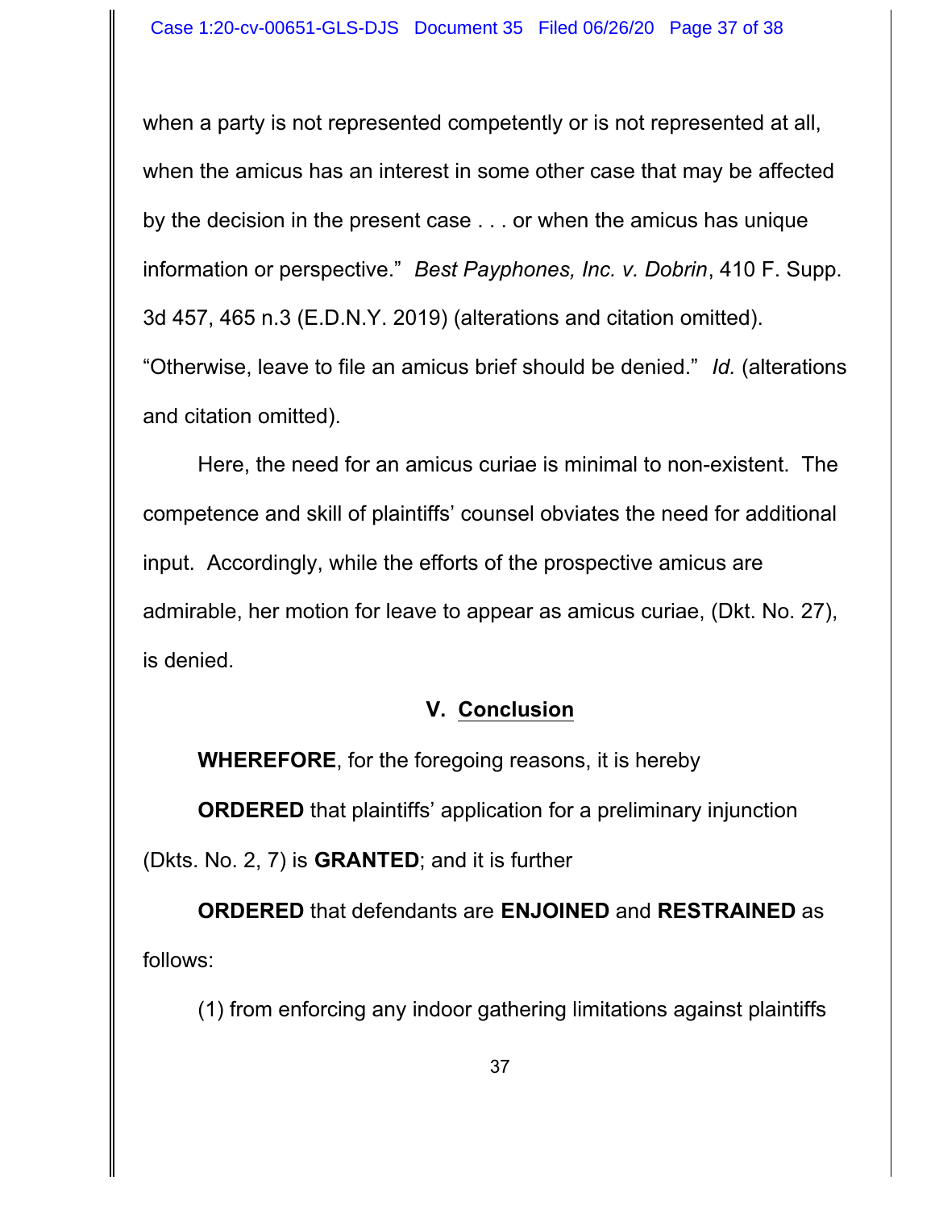when a party is not represented competently or is not represented at all, when the amicus has an interest in some other case that may be affected by the decision in the present case . . . or when the amicus has unique information or perspective." *Best Payphones, Inc. v. Dobrin*, 410 F. Supp. 3d 457, 465 n.3 (E.D.N.Y. 2019) (alterations and citation omitted). "Otherwise, leave to file an amicus brief should be denied." *Id.* (alterations and citation omitted).

Here, the need for an amicus curiae is minimal to non-existent. The competence and skill of plaintiffs' counsel obviates the need for additional input. Accordingly, while the efforts of the prospective amicus are admirable, her motion for leave to appear as amicus curiae, (Dkt. No. 27), is denied.

## V. Conclusion

**WHEREFORE**, for the foregoing reasons, it is hereby

**ORDERED** that plaintiffs' application for a preliminary injunction (Dkts. No. 2, 7) is **GRANTED**; and it is further

**ORDERED** that defendants are **ENJOINED** and **RESTRAINED** as follows:

(1) from enforcing any indoor gathering limitations against plaintiffs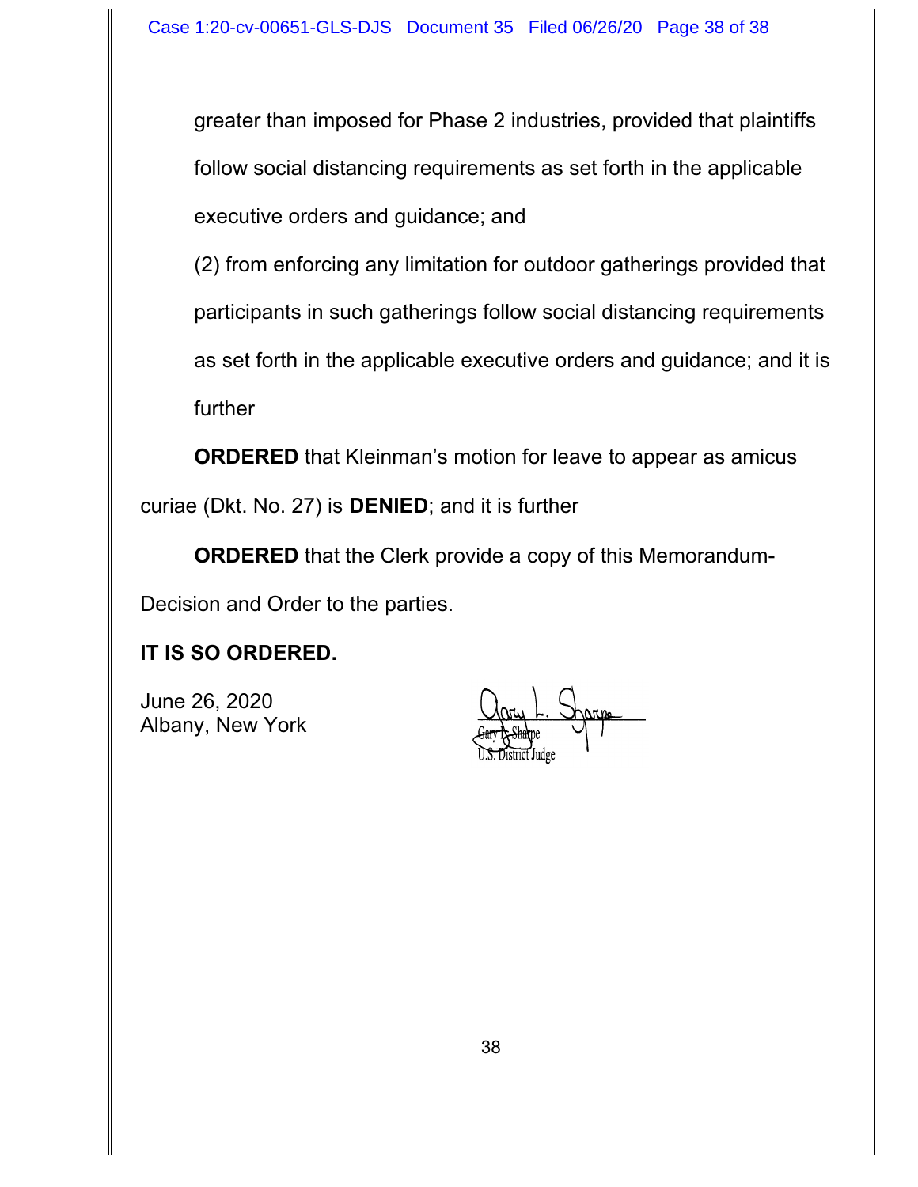greater than imposed for Phase 2 industries, provided that plaintiffs follow social distancing requirements as set forth in the applicable executive orders and guidance; and

(2) from enforcing any limitation for outdoor gatherings provided that participants in such gatherings follow social distancing requirements as set forth in the applicable executive orders and guidance; and it is further

**ORDERED** that Kleinman's motion for leave to appear as amicus curiae (Dkt. No. 27) is **DENIED**; and it is further

**ORDERED** that the Clerk provide a copy of this Memorandum-Decision and Order to the parties.

**IT IS SO ORDERED.**

June 26, 2020
Albany, New York

Gary L. Sharpe
U.S. District Judge